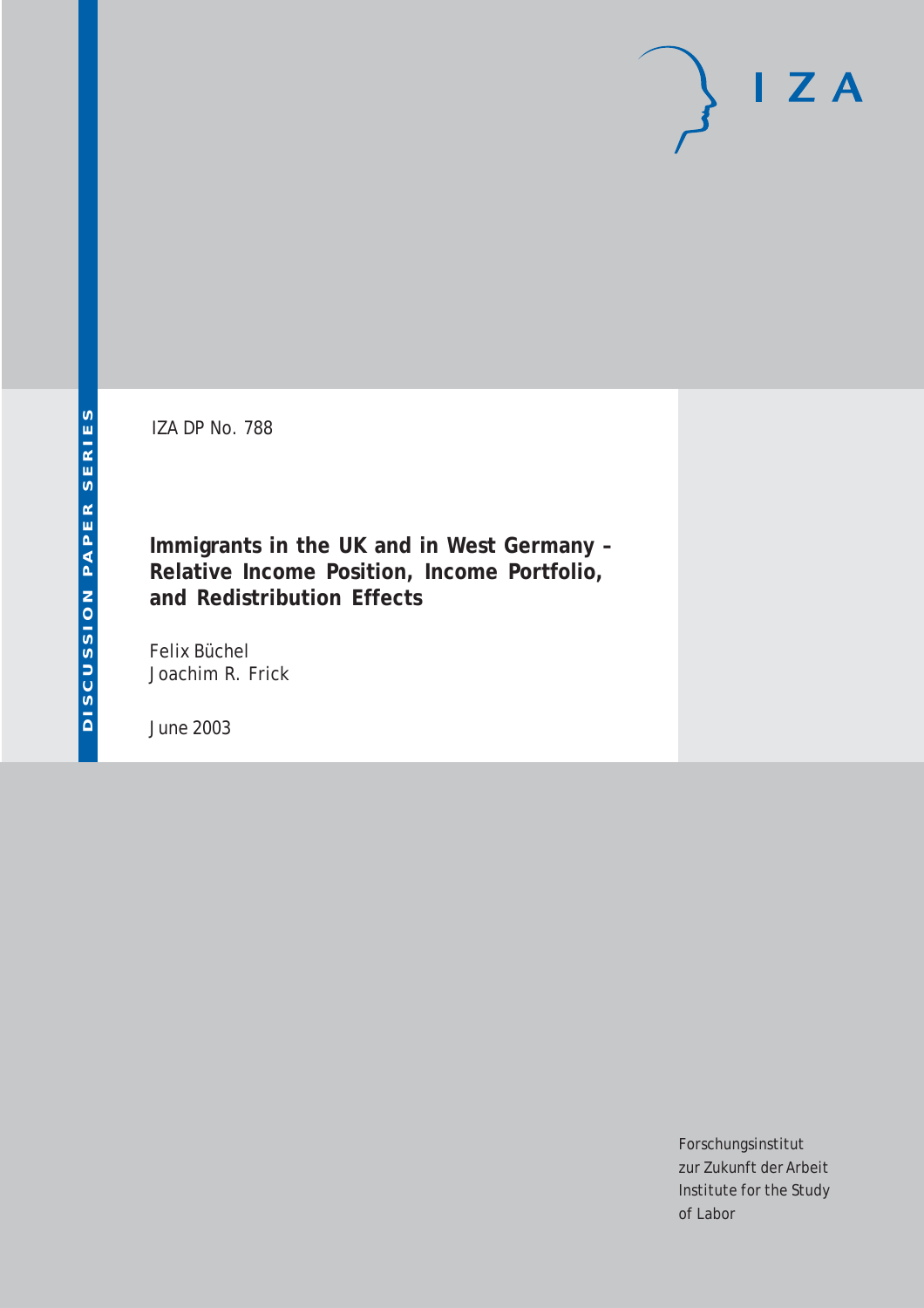DISCUSSION PAPER SERIES

IZA DP No. 788

# Immigrants in the UK and in West Germany – Relative Income Position, Income Portfolio, and Redistribution Effects

Felix Büchel
Joachim R. Frick

June 2003

Forschungsinstitut
zur Zukunft der Arbeit
Institute for the Study
of Labor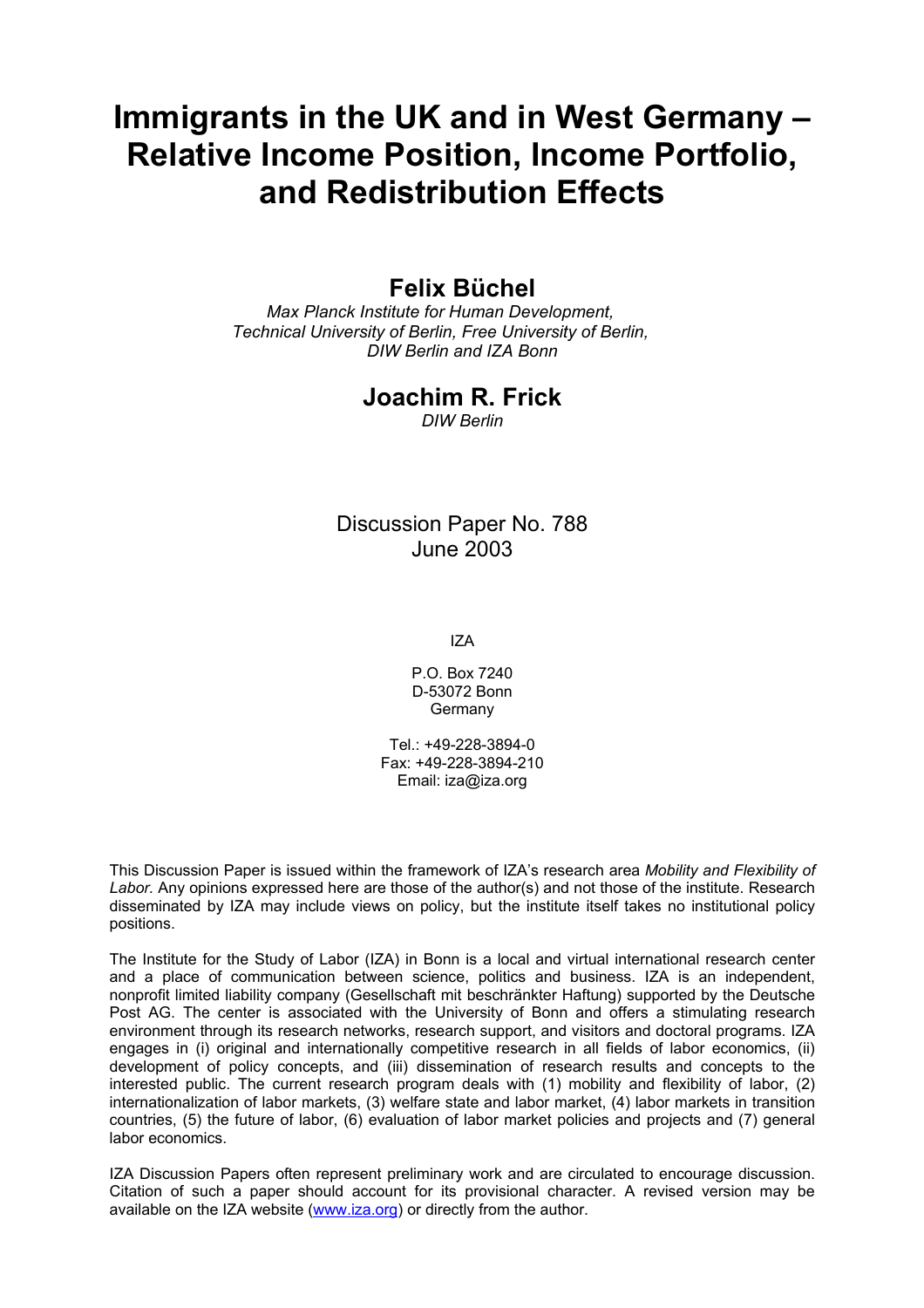# Immigrants in the UK and in West Germany – Relative Income Position, Income Portfolio, and Redistribution Effects

## Felix Büchel

*Max Planck Institute for Human Development, Technical University of Berlin, Free University of Berlin, DIW Berlin and IZA Bonn*

## Joachim R. Frick

*DIW Berlin*

Discussion Paper No. 788
June 2003

IZA

P.O. Box 7240
D-53072 Bonn
Germany

Tel.: +49-228-3894-0
Fax: +49-228-3894-210
Email: iza@iza.org

This Discussion Paper is issued within the framework of IZA's research area *Mobility and Flexibility of Labor.* Any opinions expressed here are those of the author(s) and not those of the institute. Research disseminated by IZA may include views on policy, but the institute itself takes no institutional policy positions.

The Institute for the Study of Labor (IZA) in Bonn is a local and virtual international research center and a place of communication between science, politics and business. IZA is an independent, nonprofit limited liability company (Gesellschaft mit beschränkter Haftung) supported by the Deutsche Post AG. The center is associated with the University of Bonn and offers a stimulating research environment through its research networks, research support, and visitors and doctoral programs. IZA engages in (i) original and internationally competitive research in all fields of labor economics, (ii) development of policy concepts, and (iii) dissemination of research results and concepts to the interested public. The current research program deals with (1) mobility and flexibility of labor, (2) internationalization of labor markets, (3) welfare state and labor market, (4) labor markets in transition countries, (5) the future of labor, (6) evaluation of labor market policies and projects and (7) general labor economics.

IZA Discussion Papers often represent preliminary work and are circulated to encourage discussion. Citation of such a paper should account for its provisional character. A revised version may be available on the IZA website (www.iza.org) or directly from the author.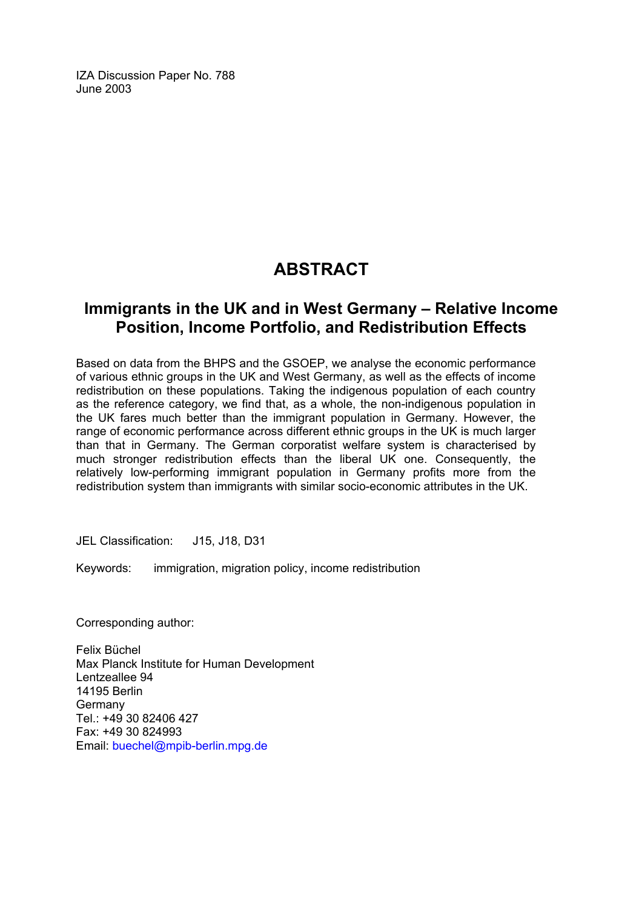IZA Discussion Paper No. 788
June 2003

# ABSTRACT

## Immigrants in the UK and in West Germany – Relative Income Position, Income Portfolio, and Redistribution Effects

Based on data from the BHPS and the GSOEP, we analyse the economic performance of various ethnic groups in the UK and West Germany, as well as the effects of income redistribution on these populations. Taking the indigenous population of each country as the reference category, we find that, as a whole, the non-indigenous population in the UK fares much better than the immigrant population in Germany. However, the range of economic performance across different ethnic groups in the UK is much larger than that in Germany. The German corporatist welfare system is characterised by much stronger redistribution effects than the liberal UK one. Consequently, the relatively low-performing immigrant population in Germany profits more from the redistribution system than immigrants with similar socio-economic attributes in the UK.

JEL Classification: J15, J18, D31

Keywords: immigration, migration policy, income redistribution

Corresponding author:

Felix Büchel
Max Planck Institute for Human Development
Lentzeallee 94
14195 Berlin
Germany
Tel.: +49 30 82406 427
Fax: +49 30 824993
Email: buechel@mpib-berlin.mpg.de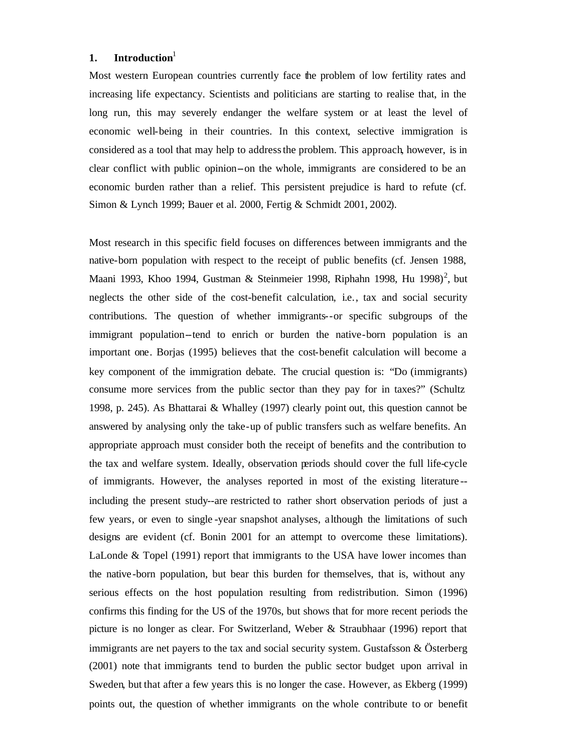## 1. Introduction[1]

Most western European countries currently face the problem of low fertility rates and increasing life expectancy. Scientists and politicians are starting to realise that, in the long run, this may severely endanger the welfare system or at least the level of economic well-being in their countries. In this context, selective immigration is considered as a tool that may help to address the problem. This approach, however, is in clear conflict with public opinion–on the whole, immigrants are considered to be an economic burden rather than a relief. This persistent prejudice is hard to refute (cf. Simon & Lynch 1999; Bauer et al. 2000, Fertig & Schmidt 2001, 2002).

Most research in this specific field focuses on differences between immigrants and the native-born population with respect to the receipt of public benefits (cf. Jensen 1988, Maani 1993, Khoo 1994, Gustman & Steinmeier 1998, Riphahn 1998, Hu 1998)[2], but neglects the other side of the cost-benefit calculation, i.e., tax and social security contributions. The question of whether immigrants--or specific subgroups of the immigrant population–tend to enrich or burden the native-born population is an important one. Borjas (1995) believes that the cost-benefit calculation will become a key component of the immigration debate. The crucial question is: "Do (immigrants) consume more services from the public sector than they pay for in taxes?" (Schultz 1998, p. 245). As Bhattarai & Whalley (1997) clearly point out, this question cannot be answered by analysing only the take-up of public transfers such as welfare benefits. An appropriate approach must consider both the receipt of benefits and the contribution to the tax and welfare system. Ideally, observation periods should cover the full life-cycle of immigrants. However, the analyses reported in most of the existing literature--including the present study--are restricted to rather short observation periods of just a few years, or even to single-year snapshot analyses, although the limitations of such designs are evident (cf. Bonin 2001 for an attempt to overcome these limitations). LaLonde & Topel (1991) report that immigrants to the USA have lower incomes than the native-born population, but bear this burden for themselves, that is, without any serious effects on the host population resulting from redistribution. Simon (1996) confirms this finding for the US of the 1970s, but shows that for more recent periods the picture is no longer as clear. For Switzerland, Weber & Straubhaar (1996) report that immigrants are net payers to the tax and social security system. Gustafsson & Österberg (2001) note that immigrants tend to burden the public sector budget upon arrival in Sweden, but that after a few years this is no longer the case. However, as Ekberg (1999) points out, the question of whether immigrants on the whole contribute to or benefit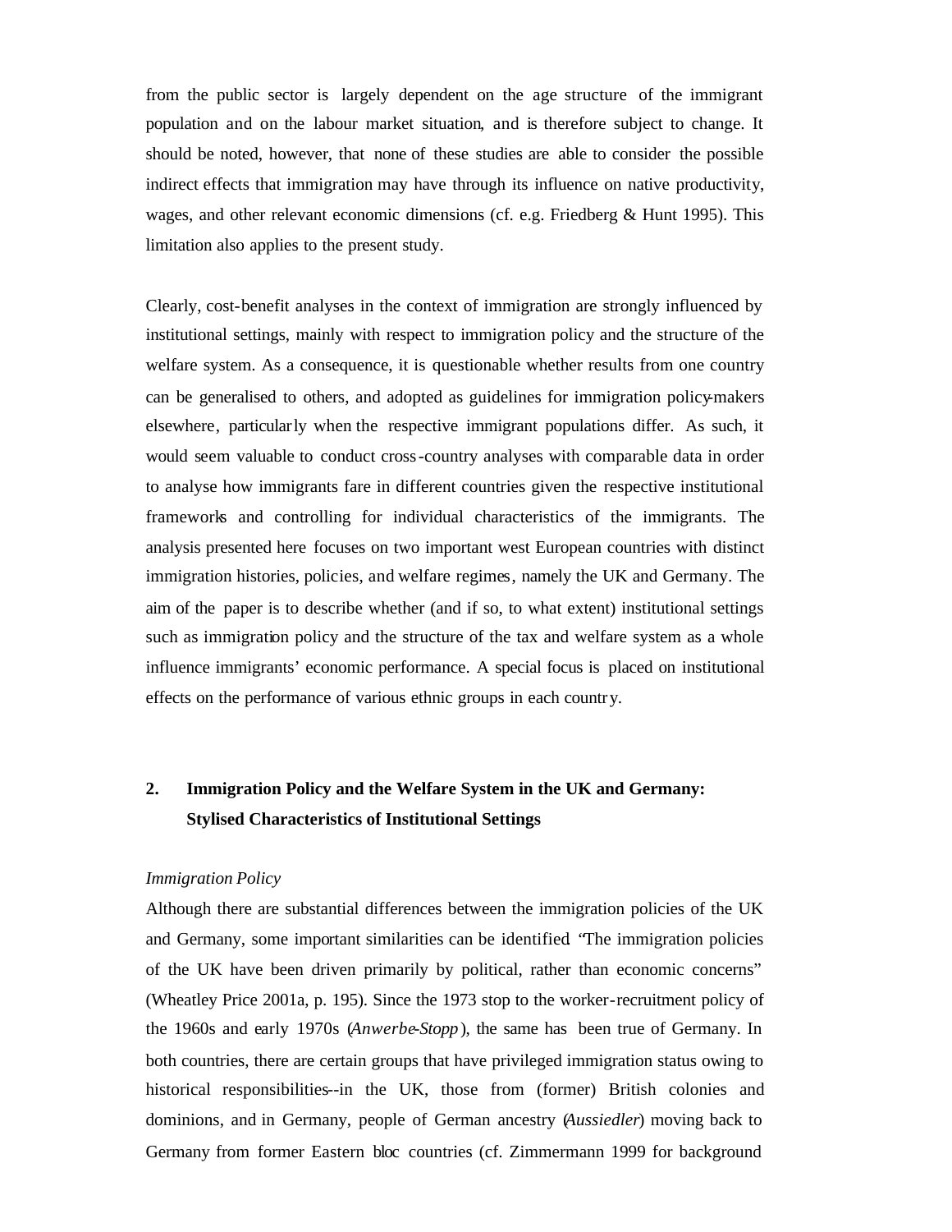from the public sector is largely dependent on the age structure of the immigrant population and on the labour market situation, and is therefore subject to change. It should be noted, however, that none of these studies are able to consider the possible indirect effects that immigration may have through its influence on native productivity, wages, and other relevant economic dimensions (cf. e.g. Friedberg & Hunt 1995). This limitation also applies to the present study.

Clearly, cost-benefit analyses in the context of immigration are strongly influenced by institutional settings, mainly with respect to immigration policy and the structure of the welfare system. As a consequence, it is questionable whether results from one country can be generalised to others, and adopted as guidelines for immigration policy-makers elsewhere, particularly when the respective immigrant populations differ. As such, it would seem valuable to conduct cross-country analyses with comparable data in order to analyse how immigrants fare in different countries given the respective institutional frameworks and controlling for individual characteristics of the immigrants. The analysis presented here focuses on two important west European countries with distinct immigration histories, policies, and welfare regimes, namely the UK and Germany. The aim of the paper is to describe whether (and if so, to what extent) institutional settings such as immigration policy and the structure of the tax and welfare system as a whole influence immigrants' economic performance. A special focus is placed on institutional effects on the performance of various ethnic groups in each country.

## 2. Immigration Policy and the Welfare System in the UK and Germany: Stylised Characteristics of Institutional Settings

*Immigration Policy*

Although there are substantial differences between the immigration policies of the UK and Germany, some important similarities can be identified. "The immigration policies of the UK have been driven primarily by political, rather than economic concerns" (Wheatley Price 2001a, p. 195). Since the 1973 stop to the worker-recruitment policy of the 1960s and early 1970s (*Anwerbe-Stopp*), the same has been true of Germany. In both countries, there are certain groups that have privileged immigration status owing to historical responsibilities--in the UK, those from (former) British colonies and dominions, and in Germany, people of German ancestry (*Aussiedler*) moving back to Germany from former Eastern bloc countries (cf. Zimmermann 1999 for background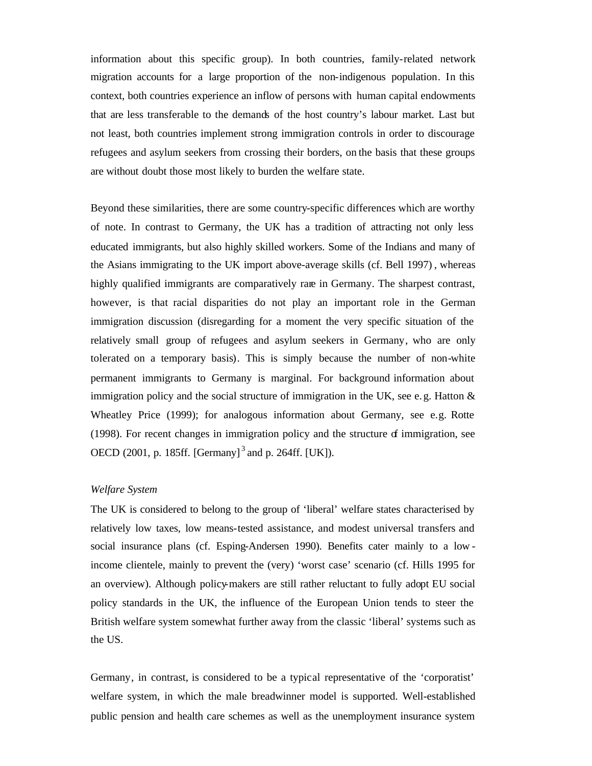information about this specific group). In both countries, family-related network migration accounts for a large proportion of the non-indigenous population. In this context, both countries experience an inflow of persons with human capital endowments that are less transferable to the demands of the host country's labour market. Last but not least, both countries implement strong immigration controls in order to discourage refugees and asylum seekers from crossing their borders, on the basis that these groups are without doubt those most likely to burden the welfare state.

Beyond these similarities, there are some country-specific differences which are worthy of note. In contrast to Germany, the UK has a tradition of attracting not only less educated immigrants, but also highly skilled workers. Some of the Indians and many of the Asians immigrating to the UK import above-average skills (cf. Bell 1997), whereas highly qualified immigrants are comparatively rare in Germany. The sharpest contrast, however, is that racial disparities do not play an important role in the German immigration discussion (disregarding for a moment the very specific situation of the relatively small group of refugees and asylum seekers in Germany, who are only tolerated on a temporary basis). This is simply because the number of non-white permanent immigrants to Germany is marginal. For background information about immigration policy and the social structure of immigration in the UK, see e.g. Hatton & Wheatley Price (1999); for analogous information about Germany, see e.g. Rotte (1998). For recent changes in immigration policy and the structure of immigration, see OECD (2001, p. 185ff. [Germany][3] and p. 264ff. [UK]).

*Welfare System*

The UK is considered to belong to the group of 'liberal' welfare states characterised by relatively low taxes, low means-tested assistance, and modest universal transfers and social insurance plans (cf. Esping-Andersen 1990). Benefits cater mainly to a low-income clientele, mainly to prevent the (very) 'worst case' scenario (cf. Hills 1995 for an overview). Although policy-makers are still rather reluctant to fully adopt EU social policy standards in the UK, the influence of the European Union tends to steer the British welfare system somewhat further away from the classic 'liberal' systems such as the US.

Germany, in contrast, is considered to be a typical representative of the 'corporatist' welfare system, in which the male breadwinner model is supported. Well-established public pension and health care schemes as well as the unemployment insurance system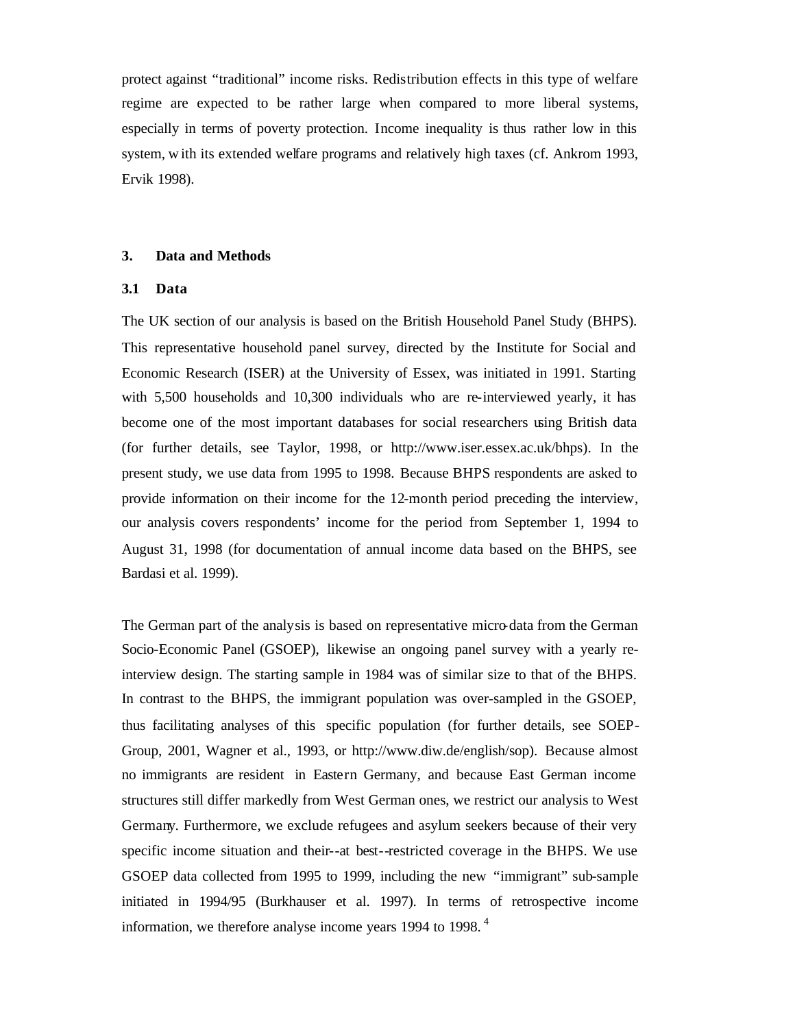protect against "traditional" income risks. Redistribution effects in this type of welfare regime are expected to be rather large when compared to more liberal systems, especially in terms of poverty protection. Income inequality is thus rather low in this system, with its extended welfare programs and relatively high taxes (cf. Ankrom 1993, Ervik 1998).

## 3. Data and Methods

### 3.1 Data

The UK section of our analysis is based on the British Household Panel Study (BHPS). This representative household panel survey, directed by the Institute for Social and Economic Research (ISER) at the University of Essex, was initiated in 1991. Starting with 5,500 households and 10,300 individuals who are re-interviewed yearly, it has become one of the most important databases for social researchers using British data (for further details, see Taylor, 1998, or http://www.iser.essex.ac.uk/bhps). In the present study, we use data from 1995 to 1998. Because BHPS respondents are asked to provide information on their income for the 12-month period preceding the interview, our analysis covers respondents' income for the period from September 1, 1994 to August 31, 1998 (for documentation of annual income data based on the BHPS, see Bardasi et al. 1999).

The German part of the analysis is based on representative micro-data from the German Socio-Economic Panel (GSOEP), likewise an ongoing panel survey with a yearly re-interview design. The starting sample in 1984 was of similar size to that of the BHPS. In contrast to the BHPS, the immigrant population was over-sampled in the GSOEP, thus facilitating analyses of this specific population (for further details, see SOEP-Group, 2001, Wagner et al., 1993, or http://www.diw.de/english/sop). Because almost no immigrants are resident in Eastern Germany, and because East German income structures still differ markedly from West German ones, we restrict our analysis to West Germany. Furthermore, we exclude refugees and asylum seekers because of their very specific income situation and their--at best--restricted coverage in the BHPS. We use GSOEP data collected from 1995 to 1999, including the new "immigrant" sub-sample initiated in 1994/95 (Burkhauser et al. 1997). In terms of retrospective income information, we therefore analyse income years 1994 to 1998. [4]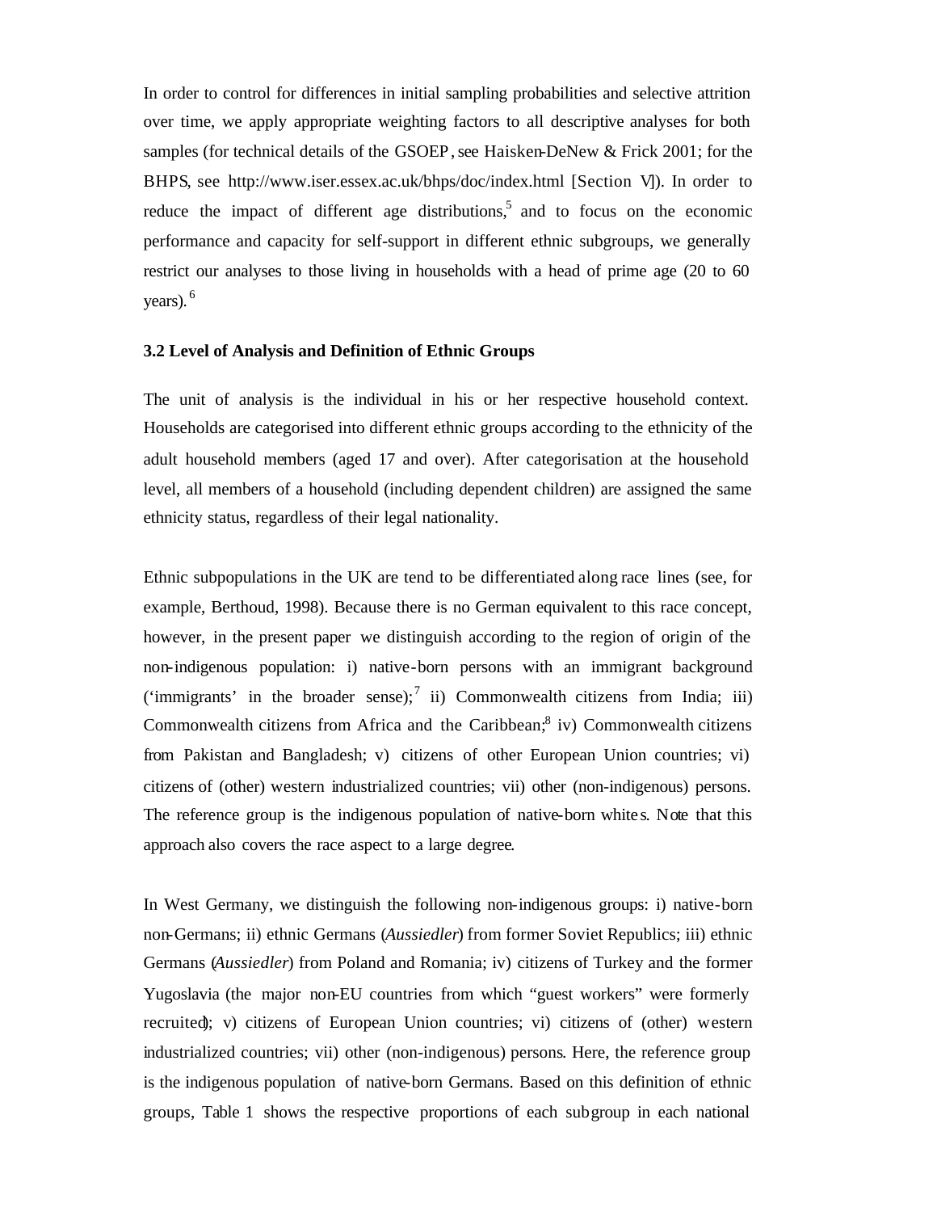In order to control for differences in initial sampling probabilities and selective attrition over time, we apply appropriate weighting factors to all descriptive analyses for both samples (for technical details of the GSOEP, see Haisken-DeNew & Frick 2001; for the BHPS, see http://www.iser.essex.ac.uk/bhps/doc/index.html [Section V]). In order to reduce the impact of different age distributions,[5] and to focus on the economic performance and capacity for self-support in different ethnic subgroups, we generally restrict our analyses to those living in households with a head of prime age (20 to 60 years).[6]

### 3.2 Level of Analysis and Definition of Ethnic Groups

The unit of analysis is the individual in his or her respective household context. Households are categorised into different ethnic groups according to the ethnicity of the adult household members (aged 17 and over). After categorisation at the household level, all members of a household (including dependent children) are assigned the same ethnicity status, regardless of their legal nationality.

Ethnic subpopulations in the UK are tend to be differentiated along race lines (see, for example, Berthoud, 1998). Because there is no German equivalent to this race concept, however, in the present paper we distinguish according to the region of origin of the non-indigenous population: i) native-born persons with an immigrant background ('immigrants' in the broader sense);[7] ii) Commonwealth citizens from India; iii) Commonwealth citizens from Africa and the Caribbean;[8] iv) Commonwealth citizens from Pakistan and Bangladesh; v) citizens of other European Union countries; vi) citizens of (other) western industrialized countries; vii) other (non-indigenous) persons. The reference group is the indigenous population of native-born whites. Note that this approach also covers the race aspect to a large degree.

In West Germany, we distinguish the following non-indigenous groups: i) native-born non-Germans; ii) ethnic Germans (*Aussiedler*) from former Soviet Republics; iii) ethnic Germans (*Aussiedler*) from Poland and Romania; iv) citizens of Turkey and the former Yugoslavia (the major non-EU countries from which "guest workers" were formerly recruited); v) citizens of European Union countries; vi) citizens of (other) western industrialized countries; vii) other (non-indigenous) persons. Here, the reference group is the indigenous population of native-born Germans. Based on this definition of ethnic groups, Table 1 shows the respective proportions of each subgroup in each national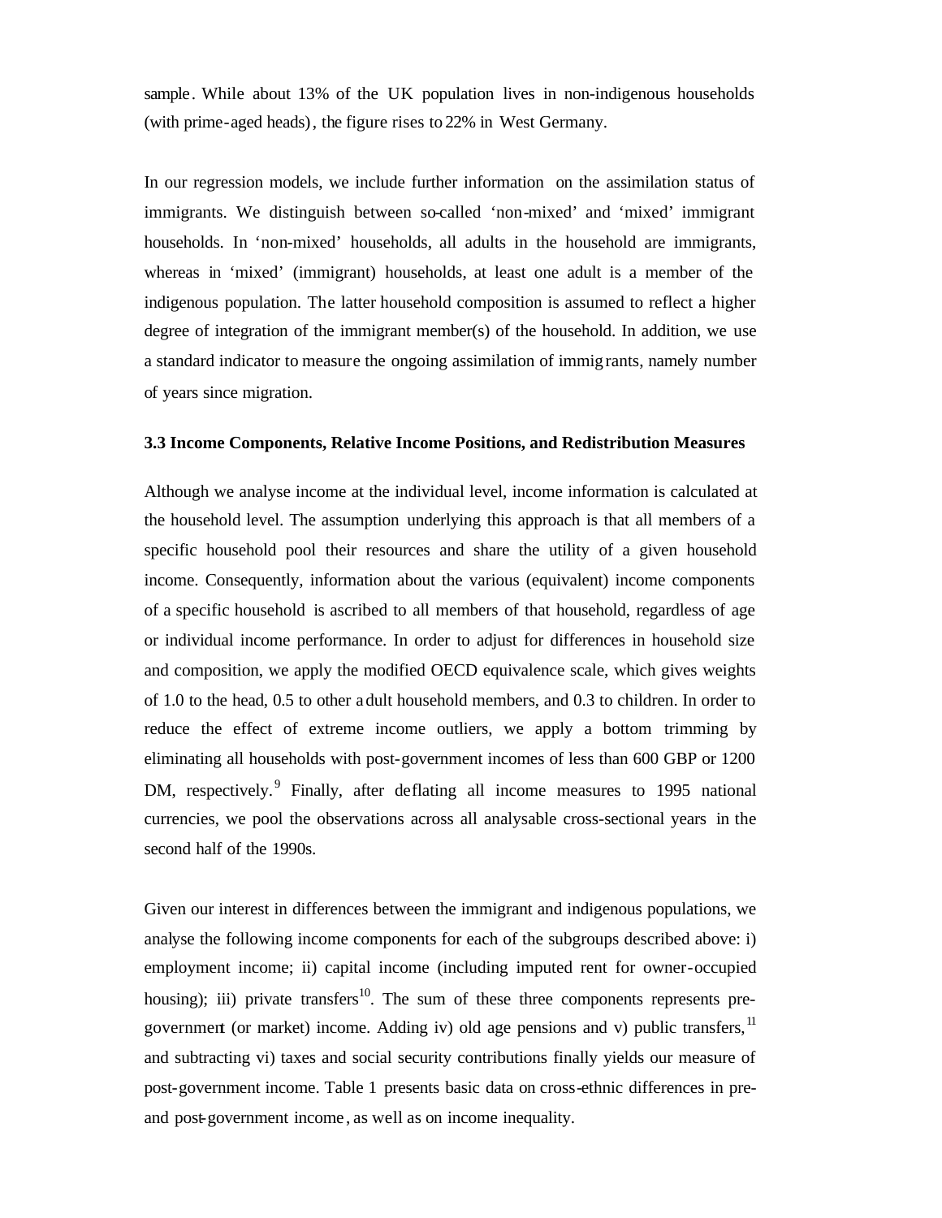sample. While about 13% of the UK population lives in non-indigenous households (with prime-aged heads), the figure rises to 22% in West Germany.

In our regression models, we include further information on the assimilation status of immigrants. We distinguish between so-called 'non-mixed' and 'mixed' immigrant households. In 'non-mixed' households, all adults in the household are immigrants, whereas in 'mixed' (immigrant) households, at least one adult is a member of the indigenous population. The latter household composition is assumed to reflect a higher degree of integration of the immigrant member(s) of the household. In addition, we use a standard indicator to measure the ongoing assimilation of immigrants, namely number of years since migration.

### 3.3 Income Components, Relative Income Positions, and Redistribution Measures

Although we analyse income at the individual level, income information is calculated at the household level. The assumption underlying this approach is that all members of a specific household pool their resources and share the utility of a given household income. Consequently, information about the various (equivalent) income components of a specific household is ascribed to all members of that household, regardless of age or individual income performance. In order to adjust for differences in household size and composition, we apply the modified OECD equivalence scale, which gives weights of 1.0 to the head, 0.5 to other adult household members, and 0.3 to children. In order to reduce the effect of extreme income outliers, we apply a bottom trimming by eliminating all households with post-government incomes of less than 600 GBP or 1200 DM, respectively.[9] Finally, after deflating all income measures to 1995 national currencies, we pool the observations across all analysable cross-sectional years in the second half of the 1990s.

Given our interest in differences between the immigrant and indigenous populations, we analyse the following income components for each of the subgroups described above: i) employment income; ii) capital income (including imputed rent for owner-occupied housing); iii) private transfers[10]. The sum of these three components represents pre-government (or market) income. Adding iv) old age pensions and v) public transfers,[11] and subtracting vi) taxes and social security contributions finally yields our measure of post-government income. Table 1 presents basic data on cross-ethnic differences in pre- and post-government income, as well as on income inequality.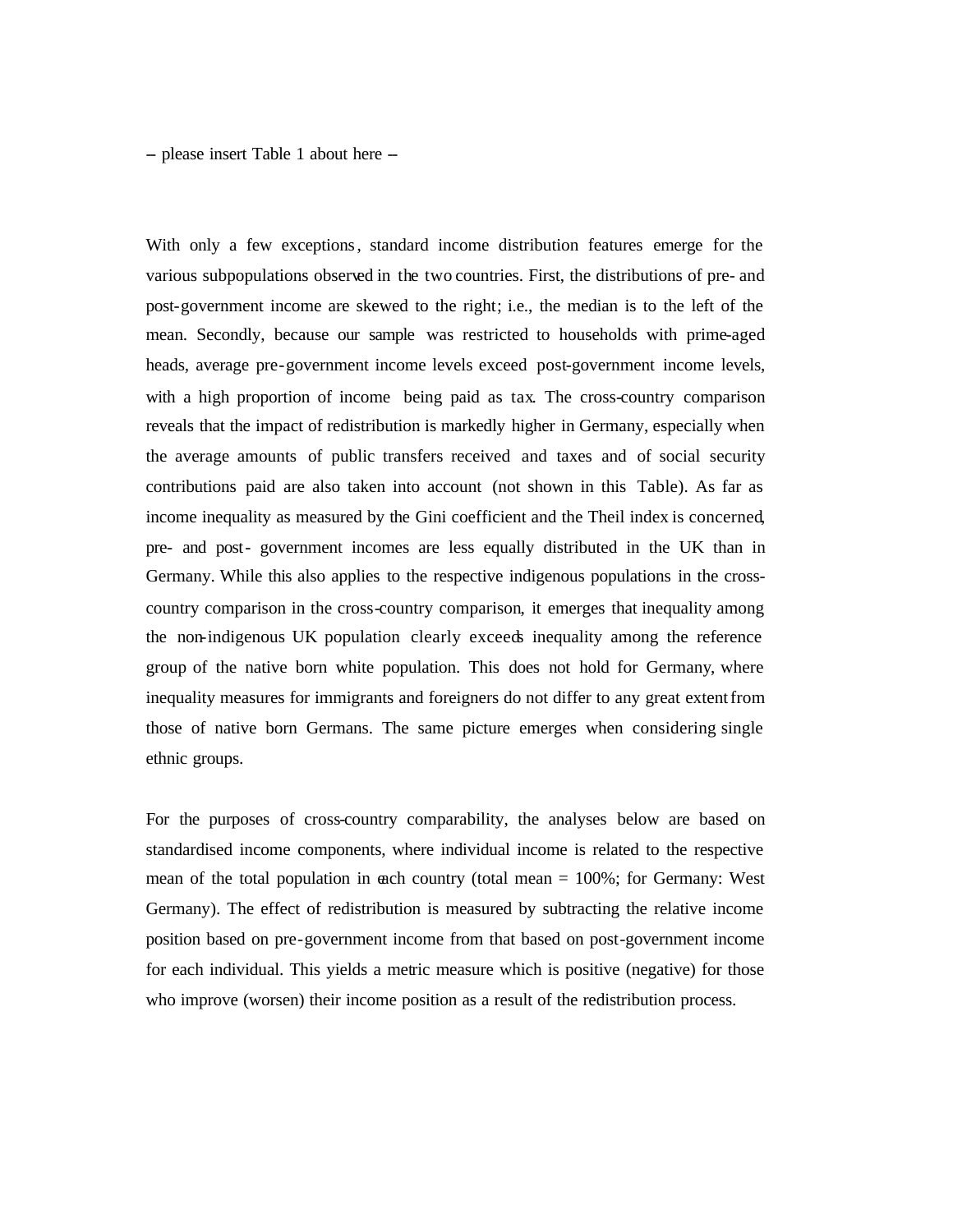– please insert Table 1 about here –

With only a few exceptions, standard income distribution features emerge for the various subpopulations observed in the two countries. First, the distributions of pre- and post-government income are skewed to the right; i.e., the median is to the left of the mean. Secondly, because our sample was restricted to households with prime-aged heads, average pre-government income levels exceed post-government income levels, with a high proportion of income being paid as tax. The cross-country comparison reveals that the impact of redistribution is markedly higher in Germany, especially when the average amounts of public transfers received and taxes and of social security contributions paid are also taken into account (not shown in this Table). As far as income inequality as measured by the Gini coefficient and the Theil index is concerned, pre- and post- government incomes are less equally distributed in the UK than in Germany. While this also applies to the respective indigenous populations in the cross-country comparison in the cross-country comparison, it emerges that inequality among the non-indigenous UK population clearly exceeds inequality among the reference group of the native born white population. This does not hold for Germany, where inequality measures for immigrants and foreigners do not differ to any great extent from those of native born Germans. The same picture emerges when considering single ethnic groups.

For the purposes of cross-country comparability, the analyses below are based on standardised income components, where individual income is related to the respective mean of the total population in each country (total mean = 100%; for Germany: West Germany). The effect of redistribution is measured by subtracting the relative income position based on pre-government income from that based on post-government income for each individual. This yields a metric measure which is positive (negative) for those who improve (worsen) their income position as a result of the redistribution process.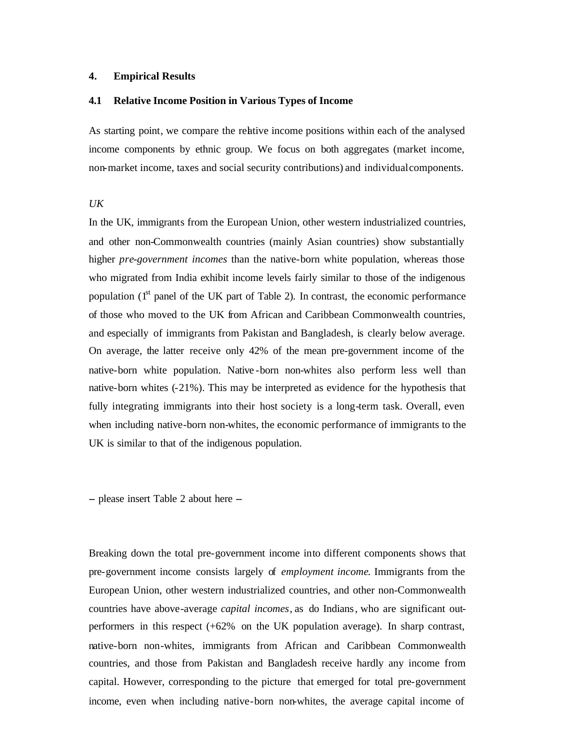## 4. Empirical Results

### 4.1 Relative Income Position in Various Types of Income

As starting point, we compare the relative income positions within each of the analysed income components by ethnic group. We focus on both aggregates (market income, non-market income, taxes and social security contributions) and individual components.

*UK*

In the UK, immigrants from the European Union, other western industrialized countries, and other non-Commonwealth countries (mainly Asian countries) show substantially higher *pre-government incomes* than the native-born white population, whereas those who migrated from India exhibit income levels fairly similar to those of the indigenous population (1st panel of the UK part of Table 2). In contrast, the economic performance of those who moved to the UK from African and Caribbean Commonwealth countries, and especially of immigrants from Pakistan and Bangladesh, is clearly below average. On average, the latter receive only 42% of the mean pre-government income of the native-born white population. Native-born non-whites also perform less well than native-born whites (-21%). This may be interpreted as evidence for the hypothesis that fully integrating immigrants into their host society is a long-term task. Overall, even when including native-born non-whites, the economic performance of immigrants to the UK is similar to that of the indigenous population.

– please insert Table 2 about here –

Breaking down the total pre-government income into different components shows that pre-government income consists largely of *employment income*. Immigrants from the European Union, other western industrialized countries, and other non-Commonwealth countries have above-average *capital incomes*, as do Indians, who are significant out-performers in this respect (+62% on the UK population average). In sharp contrast, native-born non-whites, immigrants from African and Caribbean Commonwealth countries, and those from Pakistan and Bangladesh receive hardly any income from capital. However, corresponding to the picture that emerged for total pre-government income, even when including native-born non-whites, the average capital income of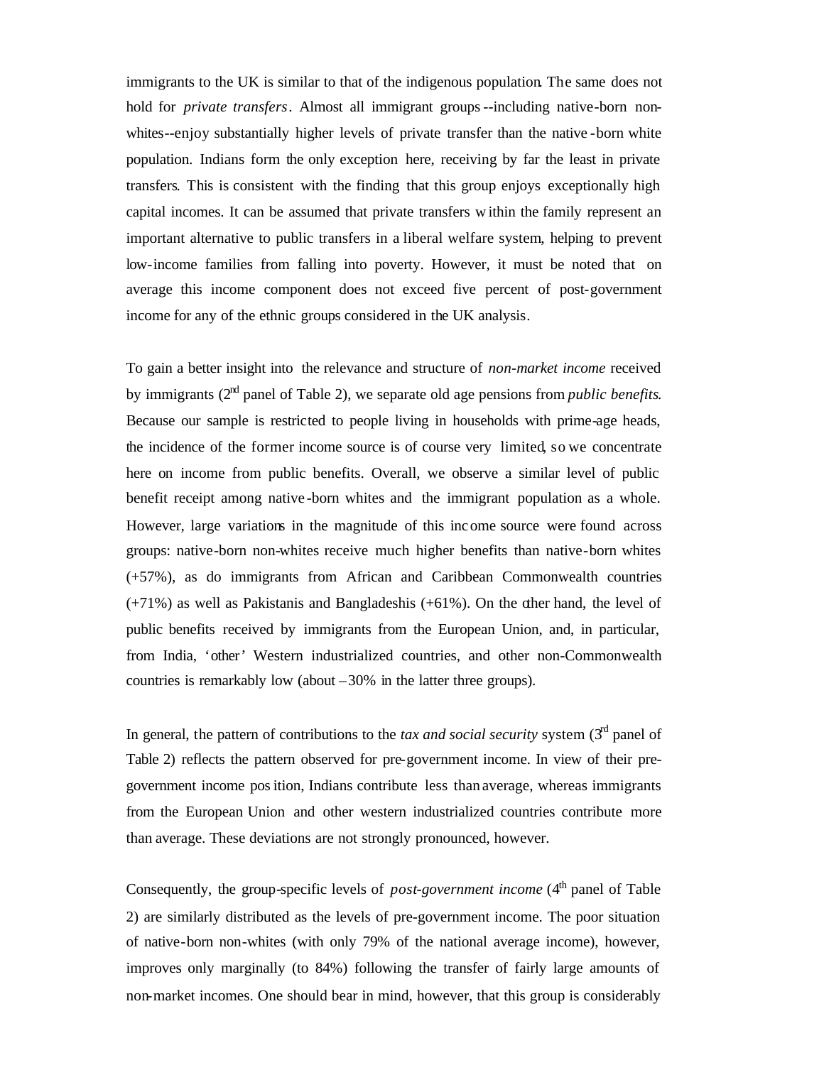immigrants to the UK is similar to that of the indigenous population. The same does not hold for *private transfers*. Almost all immigrant groups--including native-born non-whites--enjoy substantially higher levels of private transfer than the native-born white population. Indians form the only exception here, receiving by far the least in private transfers. This is consistent with the finding that this group enjoys exceptionally high capital incomes. It can be assumed that private transfers within the family represent an important alternative to public transfers in a liberal welfare system, helping to prevent low-income families from falling into poverty. However, it must be noted that on average this income component does not exceed five percent of post-government income for any of the ethnic groups considered in the UK analysis.

To gain a better insight into the relevance and structure of *non-market income* received by immigrants (2nd panel of Table 2), we separate old age pensions from *public benefits*. Because our sample is restricted to people living in households with prime-age heads, the incidence of the former income source is of course very limited, so we concentrate here on income from public benefits. Overall, we observe a similar level of public benefit receipt among native-born whites and the immigrant population as a whole. However, large variations in the magnitude of this income source were found across groups: native-born non-whites receive much higher benefits than native-born whites (+57%), as do immigrants from African and Caribbean Commonwealth countries (+71%) as well as Pakistanis and Bangladeshis (+61%). On the other hand, the level of public benefits received by immigrants from the European Union, and, in particular, from India, 'other' Western industrialized countries, and other non-Commonwealth countries is remarkably low (about –30% in the latter three groups).

In general, the pattern of contributions to the *tax and social security* system (3rd panel of Table 2) reflects the pattern observed for pre-government income. In view of their pre-government income position, Indians contribute less than average, whereas immigrants from the European Union and other western industrialized countries contribute more than average. These deviations are not strongly pronounced, however.

Consequently, the group-specific levels of *post-government income* (4th panel of Table 2) are similarly distributed as the levels of pre-government income. The poor situation of native-born non-whites (with only 79% of the national average income), however, improves only marginally (to 84%) following the transfer of fairly large amounts of non-market incomes. One should bear in mind, however, that this group is considerably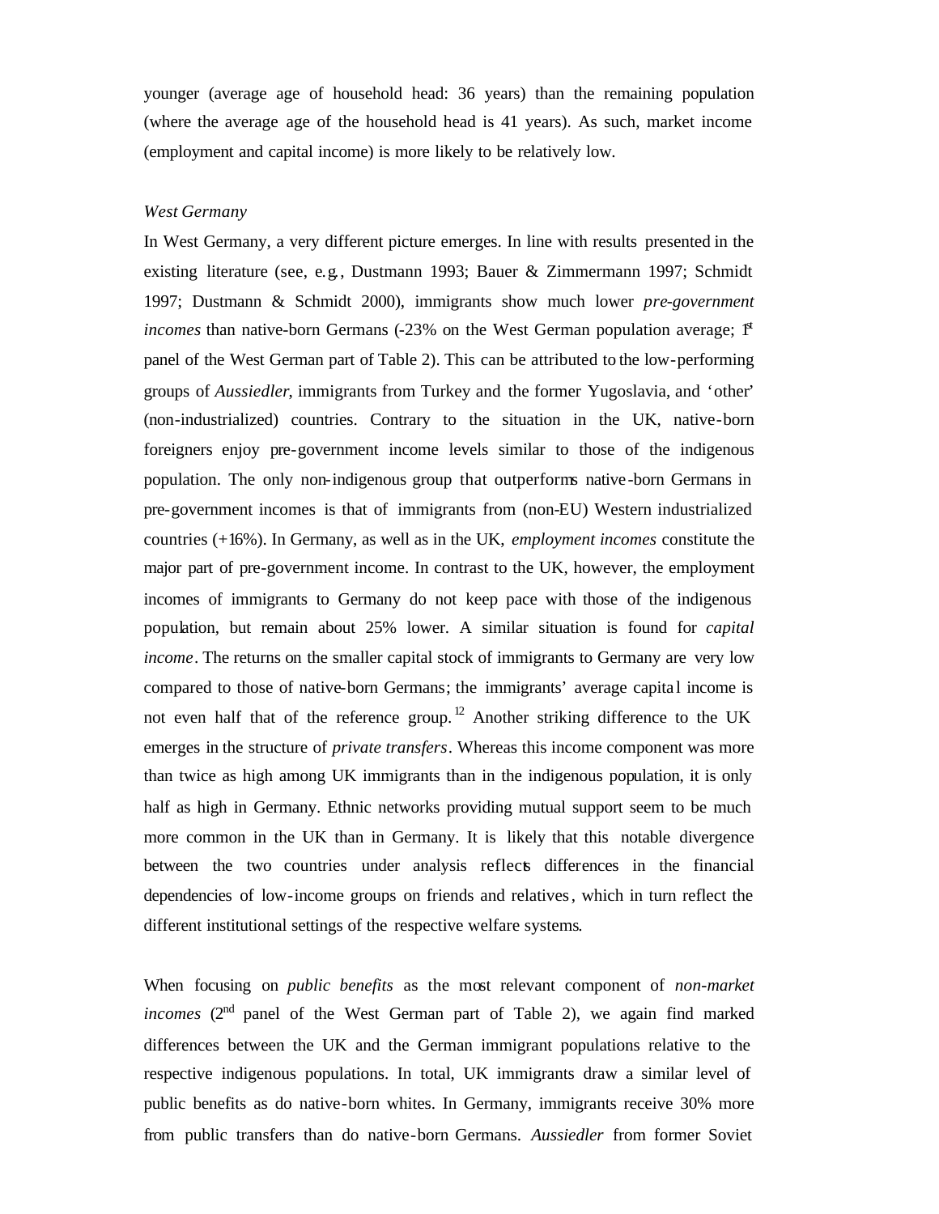younger (average age of household head: 36 years) than the remaining population (where the average age of the household head is 41 years). As such, market income (employment and capital income) is more likely to be relatively low.

*West Germany*

In West Germany, a very different picture emerges. In line with results presented in the existing literature (see, e.g., Dustmann 1993; Bauer & Zimmermann 1997; Schmidt 1997; Dustmann & Schmidt 2000), immigrants show much lower *pre-government incomes* than native-born Germans (-23% on the West German population average; 1st panel of the West German part of Table 2). This can be attributed to the low-performing groups of *Aussiedler*, immigrants from Turkey and the former Yugoslavia, and 'other' (non-industrialized) countries. Contrary to the situation in the UK, native-born foreigners enjoy pre-government income levels similar to those of the indigenous population. The only non-indigenous group that outperforms native-born Germans in pre-government incomes is that of immigrants from (non-EU) Western industrialized countries (+16%). In Germany, as well as in the UK, *employment incomes* constitute the major part of pre-government income. In contrast to the UK, however, the employment incomes of immigrants to Germany do not keep pace with those of the indigenous population, but remain about 25% lower. A similar situation is found for *capital income*. The returns on the smaller capital stock of immigrants to Germany are very low compared to those of native-born Germans; the immigrants' average capital income is not even half that of the reference group.[12] Another striking difference to the UK emerges in the structure of *private transfers*. Whereas this income component was more than twice as high among UK immigrants than in the indigenous population, it is only half as high in Germany. Ethnic networks providing mutual support seem to be much more common in the UK than in Germany. It is likely that this notable divergence between the two countries under analysis reflects differences in the financial dependencies of low-income groups on friends and relatives, which in turn reflect the different institutional settings of the respective welfare systems.

When focusing on *public benefits* as the most relevant component of *non-market incomes* (2nd panel of the West German part of Table 2), we again find marked differences between the UK and the German immigrant populations relative to the respective indigenous populations. In total, UK immigrants draw a similar level of public benefits as do native-born whites. In Germany, immigrants receive 30% more from public transfers than do native-born Germans. *Aussiedler* from former Soviet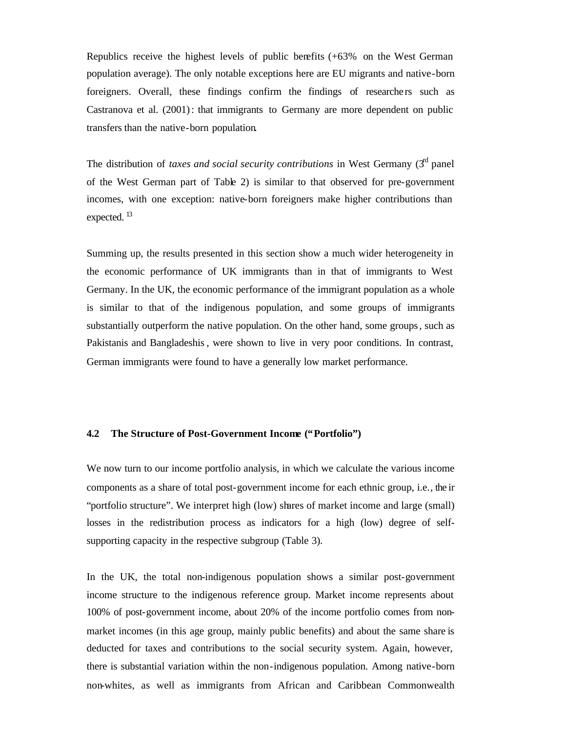Republics receive the highest levels of public benefits (+63% on the West German population average). The only notable exceptions here are EU migrants and native-born foreigners. Overall, these findings confirm the findings of researchers such as Castranova et al. (2001): that immigrants to Germany are more dependent on public transfers than the native-born population.

The distribution of *taxes and social security contributions* in West Germany (3rd panel of the West German part of Table 2) is similar to that observed for pre-government incomes, with one exception: native-born foreigners make higher contributions than expected. [13]

Summing up, the results presented in this section show a much wider heterogeneity in the economic performance of UK immigrants than in that of immigrants to West Germany. In the UK, the economic performance of the immigrant population as a whole is similar to that of the indigenous population, and some groups of immigrants substantially outperform the native population. On the other hand, some groups, such as Pakistanis and Bangladeshis, were shown to live in very poor conditions. In contrast, German immigrants were found to have a generally low market performance.

### 4.2 The Structure of Post-Government Income ("Portfolio")

We now turn to our income portfolio analysis, in which we calculate the various income components as a share of total post-government income for each ethnic group, i.e., their "portfolio structure". We interpret high (low) shares of market income and large (small) losses in the redistribution process as indicators for a high (low) degree of self-supporting capacity in the respective subgroup (Table 3).

In the UK, the total non-indigenous population shows a similar post-government income structure to the indigenous reference group. Market income represents about 100% of post-government income, about 20% of the income portfolio comes from non-market incomes (in this age group, mainly public benefits) and about the same share is deducted for taxes and contributions to the social security system. Again, however, there is substantial variation within the non-indigenous population. Among native-born non-whites, as well as immigrants from African and Caribbean Commonwealth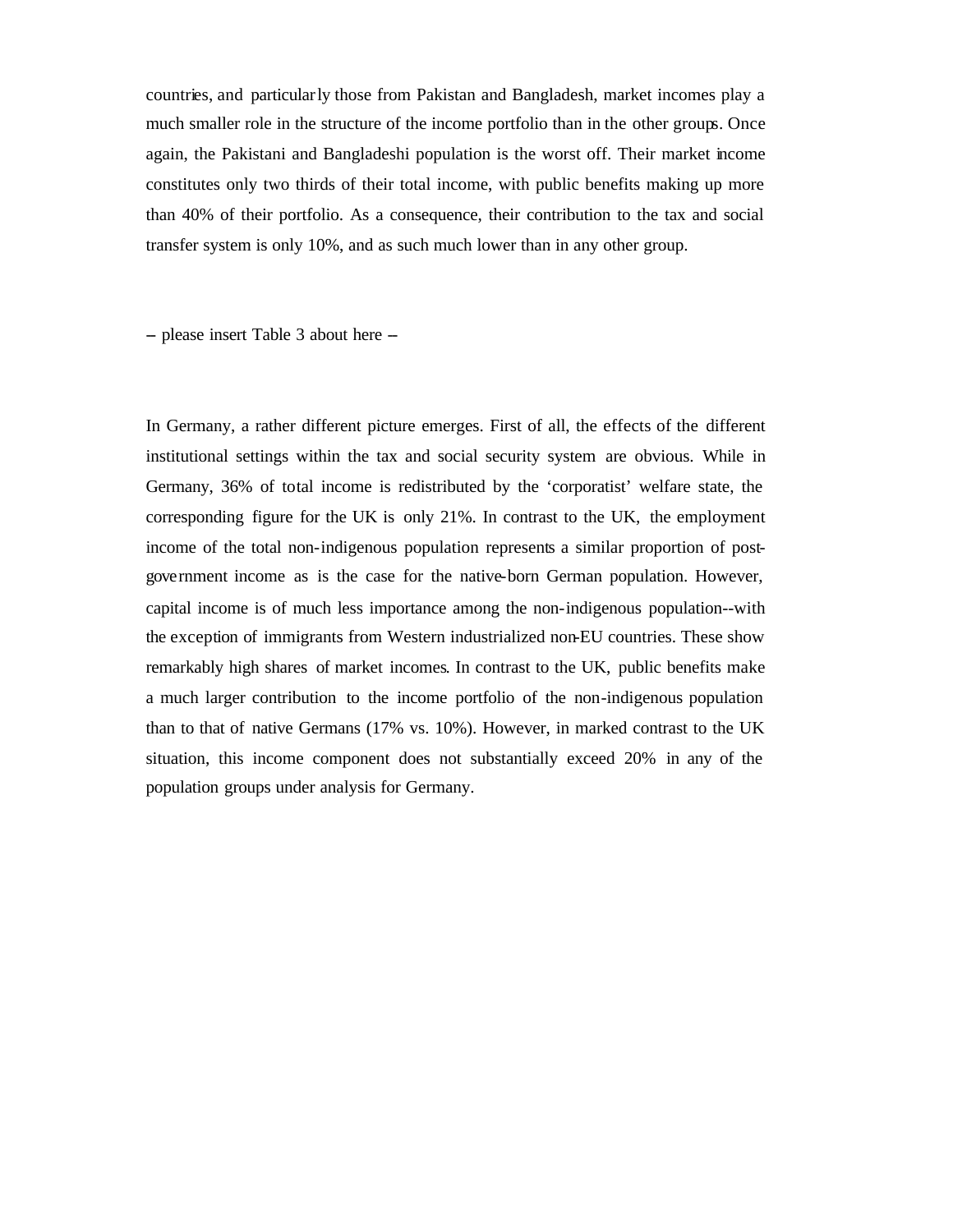countries, and particularly those from Pakistan and Bangladesh, market incomes play a much smaller role in the structure of the income portfolio than in the other groups. Once again, the Pakistani and Bangladeshi population is the worst off. Their market income constitutes only two thirds of their total income, with public benefits making up more than 40% of their portfolio. As a consequence, their contribution to the tax and social transfer system is only 10%, and as such much lower than in any other group.

– please insert Table 3 about here –

In Germany, a rather different picture emerges. First of all, the effects of the different institutional settings within the tax and social security system are obvious. While in Germany, 36% of total income is redistributed by the 'corporatist' welfare state, the corresponding figure for the UK is only 21%. In contrast to the UK, the employment income of the total non-indigenous population represents a similar proportion of post-government income as is the case for the native-born German population. However, capital income is of much less importance among the non-indigenous population--with the exception of immigrants from Western industrialized non-EU countries. These show remarkably high shares of market incomes. In contrast to the UK, public benefits make a much larger contribution to the income portfolio of the non-indigenous population than to that of native Germans (17% vs. 10%). However, in marked contrast to the UK situation, this income component does not substantially exceed 20% in any of the population groups under analysis for Germany.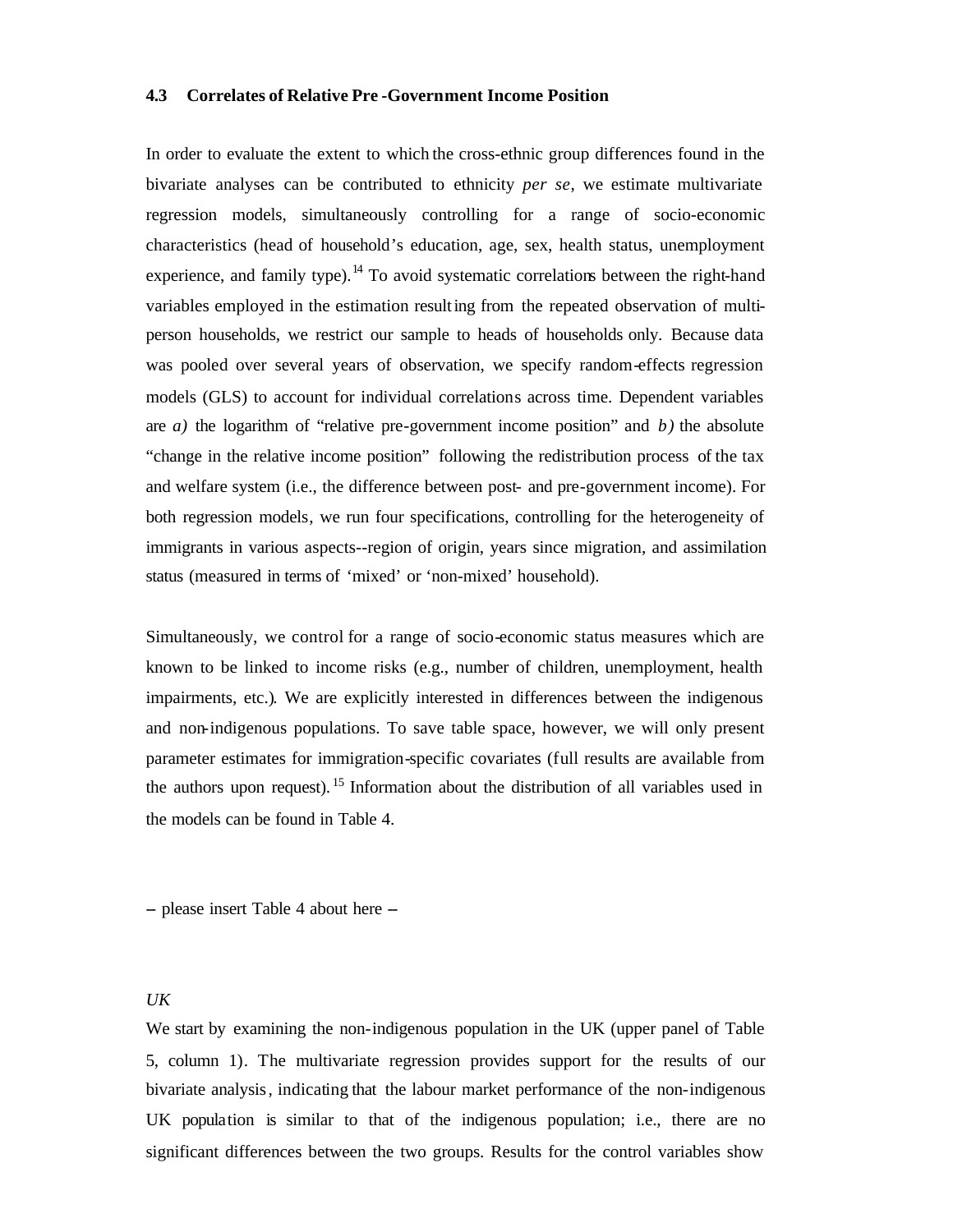### 4.3 Correlates of Relative Pre-Government Income Position

In order to evaluate the extent to which the cross-ethnic group differences found in the bivariate analyses can be contributed to ethnicity *per se*, we estimate multivariate regression models, simultaneously controlling for a range of socio-economic characteristics (head of household's education, age, sex, health status, unemployment experience, and family type).[14] To avoid systematic correlations between the right-hand variables employed in the estimation resulting from the repeated observation of multi-person households, we restrict our sample to heads of households only. Because data was pooled over several years of observation, we specify random-effects regression models (GLS) to account for individual correlations across time. Dependent variables are *a)* the logarithm of "relative pre-government income position" and *b)* the absolute "change in the relative income position" following the redistribution process of the tax and welfare system (i.e., the difference between post- and pre-government income). For both regression models, we run four specifications, controlling for the heterogeneity of immigrants in various aspects--region of origin, years since migration, and assimilation status (measured in terms of 'mixed' or 'non-mixed' household).

Simultaneously, we control for a range of socio-economic status measures which are known to be linked to income risks (e.g., number of children, unemployment, health impairments, etc.). We are explicitly interested in differences between the indigenous and non-indigenous populations. To save table space, however, we will only present parameter estimates for immigration-specific covariates (full results are available from the authors upon request).[15] Information about the distribution of all variables used in the models can be found in Table 4.

– please insert Table 4 about here –

*UK*

We start by examining the non-indigenous population in the UK (upper panel of Table 5, column 1). The multivariate regression provides support for the results of our bivariate analysis, indicating that the labour market performance of the non-indigenous UK population is similar to that of the indigenous population; i.e., there are no significant differences between the two groups. Results for the control variables show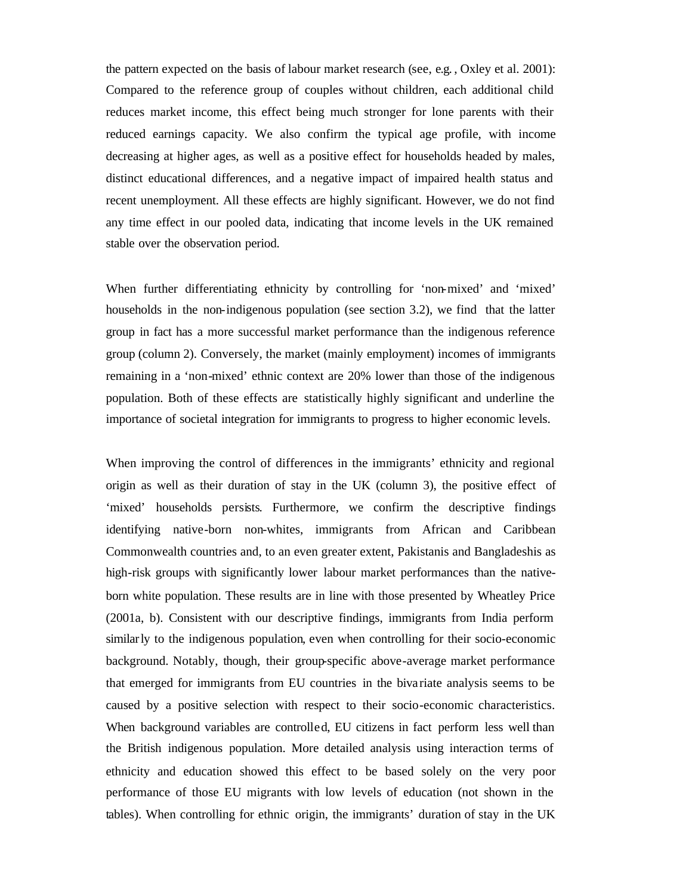the pattern expected on the basis of labour market research (see, e.g., Oxley et al. 2001): Compared to the reference group of couples without children, each additional child reduces market income, this effect being much stronger for lone parents with their reduced earnings capacity. We also confirm the typical age profile, with income decreasing at higher ages, as well as a positive effect for households headed by males, distinct educational differences, and a negative impact of impaired health status and recent unemployment. All these effects are highly significant. However, we do not find any time effect in our pooled data, indicating that income levels in the UK remained stable over the observation period.

When further differentiating ethnicity by controlling for 'non-mixed' and 'mixed' households in the non-indigenous population (see section 3.2), we find that the latter group in fact has a more successful market performance than the indigenous reference group (column 2). Conversely, the market (mainly employment) incomes of immigrants remaining in a 'non-mixed' ethnic context are 20% lower than those of the indigenous population. Both of these effects are statistically highly significant and underline the importance of societal integration for immigrants to progress to higher economic levels.

When improving the control of differences in the immigrants' ethnicity and regional origin as well as their duration of stay in the UK (column 3), the positive effect of 'mixed' households persists. Furthermore, we confirm the descriptive findings identifying native-born non-whites, immigrants from African and Caribbean Commonwealth countries and, to an even greater extent, Pakistanis and Bangladeshis as high-risk groups with significantly lower labour market performances than the native-born white population. These results are in line with those presented by Wheatley Price (2001a, b). Consistent with our descriptive findings, immigrants from India perform similarly to the indigenous population, even when controlling for their socio-economic background. Notably, though, their group-specific above-average market performance that emerged for immigrants from EU countries in the bivariate analysis seems to be caused by a positive selection with respect to their socio-economic characteristics. When background variables are controlled, EU citizens in fact perform less well than the British indigenous population. More detailed analysis using interaction terms of ethnicity and education showed this effect to be based solely on the very poor performance of those EU migrants with low levels of education (not shown in the tables). When controlling for ethnic origin, the immigrants' duration of stay in the UK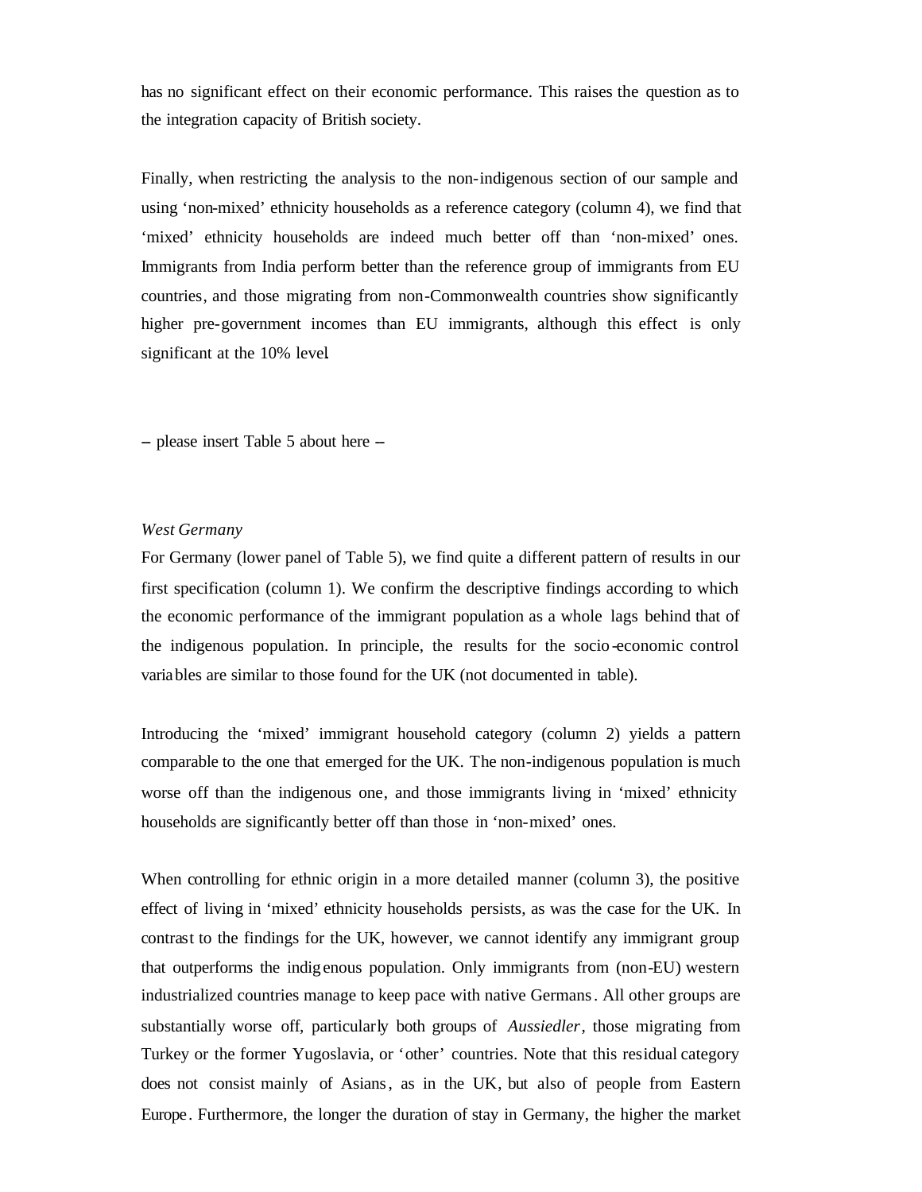has no significant effect on their economic performance. This raises the question as to the integration capacity of British society.

Finally, when restricting the analysis to the non-indigenous section of our sample and using 'non-mixed' ethnicity households as a reference category (column 4), we find that 'mixed' ethnicity households are indeed much better off than 'non-mixed' ones. Immigrants from India perform better than the reference group of immigrants from EU countries, and those migrating from non-Commonwealth countries show significantly higher pre-government incomes than EU immigrants, although this effect is only significant at the 10% level.

– please insert Table 5 about here –

*West Germany*

For Germany (lower panel of Table 5), we find quite a different pattern of results in our first specification (column 1). We confirm the descriptive findings according to which the economic performance of the immigrant population as a whole lags behind that of the indigenous population. In principle, the results for the socio-economic control variables are similar to those found for the UK (not documented in table).

Introducing the 'mixed' immigrant household category (column 2) yields a pattern comparable to the one that emerged for the UK. The non-indigenous population is much worse off than the indigenous one, and those immigrants living in 'mixed' ethnicity households are significantly better off than those in 'non-mixed' ones.

When controlling for ethnic origin in a more detailed manner (column 3), the positive effect of living in 'mixed' ethnicity households persists, as was the case for the UK. In contrast to the findings for the UK, however, we cannot identify any immigrant group that outperforms the indigenous population. Only immigrants from (non-EU) western industrialized countries manage to keep pace with native Germans. All other groups are substantially worse off, particularly both groups of *Aussiedler*, those migrating from Turkey or the former Yugoslavia, or 'other' countries. Note that this residual category does not consist mainly of Asians, as in the UK, but also of people from Eastern Europe. Furthermore, the longer the duration of stay in Germany, the higher the market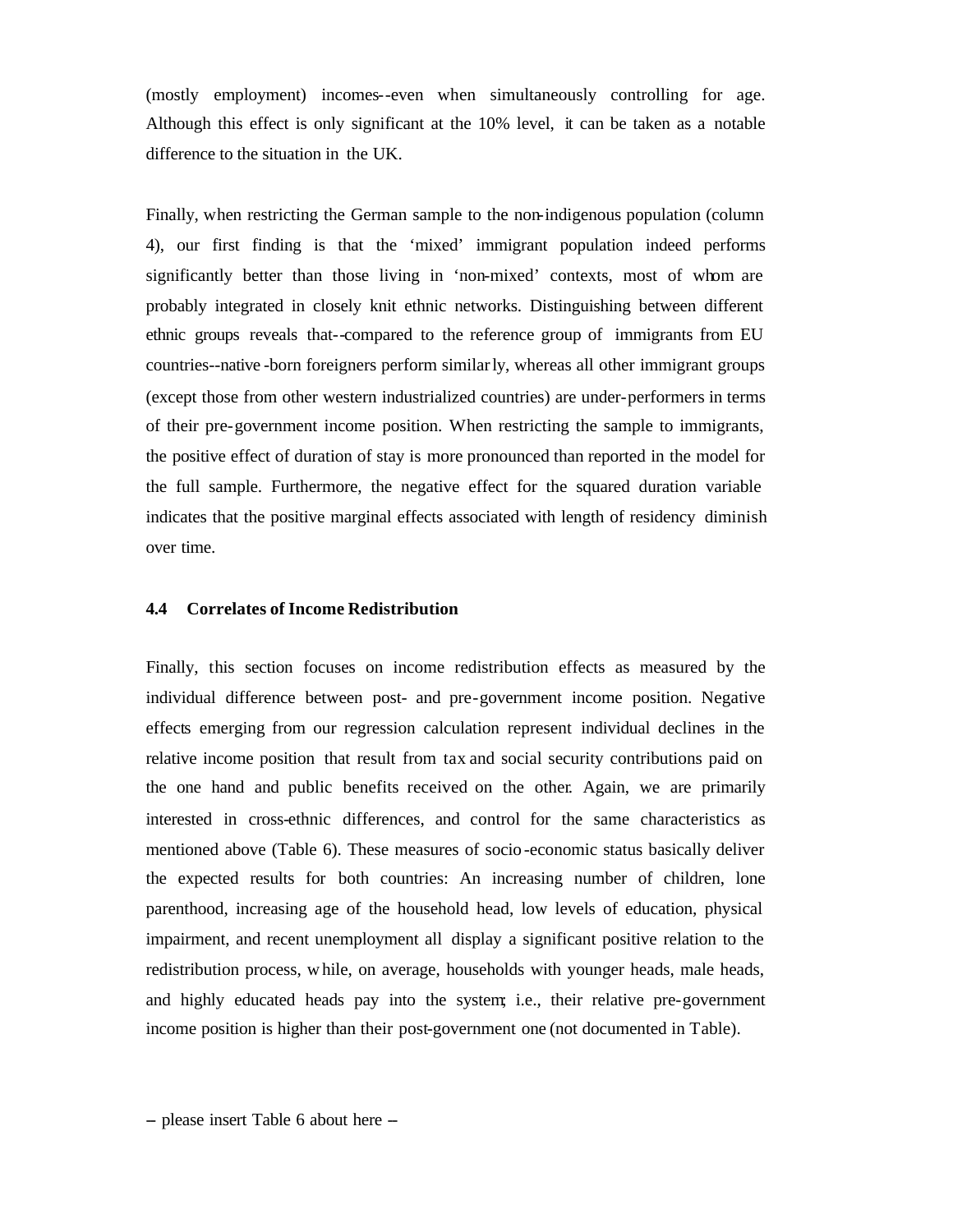(mostly employment) incomes--even when simultaneously controlling for age. Although this effect is only significant at the 10% level, it can be taken as a notable difference to the situation in the UK.

Finally, when restricting the German sample to the non-indigenous population (column 4), our first finding is that the 'mixed' immigrant population indeed performs significantly better than those living in 'non-mixed' contexts, most of whom are probably integrated in closely knit ethnic networks. Distinguishing between different ethnic groups reveals that--compared to the reference group of immigrants from EU countries--native-born foreigners perform similarly, whereas all other immigrant groups (except those from other western industrialized countries) are under-performers in terms of their pre-government income position. When restricting the sample to immigrants, the positive effect of duration of stay is more pronounced than reported in the model for the full sample. Furthermore, the negative effect for the squared duration variable indicates that the positive marginal effects associated with length of residency diminish over time.

### 4.4 Correlates of Income Redistribution

Finally, this section focuses on income redistribution effects as measured by the individual difference between post- and pre-government income position. Negative effects emerging from our regression calculation represent individual declines in the relative income position that result from tax and social security contributions paid on the one hand and public benefits received on the other. Again, we are primarily interested in cross-ethnic differences, and control for the same characteristics as mentioned above (Table 6). These measures of socio-economic status basically deliver the expected results for both countries: An increasing number of children, lone parenthood, increasing age of the household head, low levels of education, physical impairment, and recent unemployment all display a significant positive relation to the redistribution process, while, on average, households with younger heads, male heads, and highly educated heads pay into the system; i.e., their relative pre-government income position is higher than their post-government one (not documented in Table).

– please insert Table 6 about here –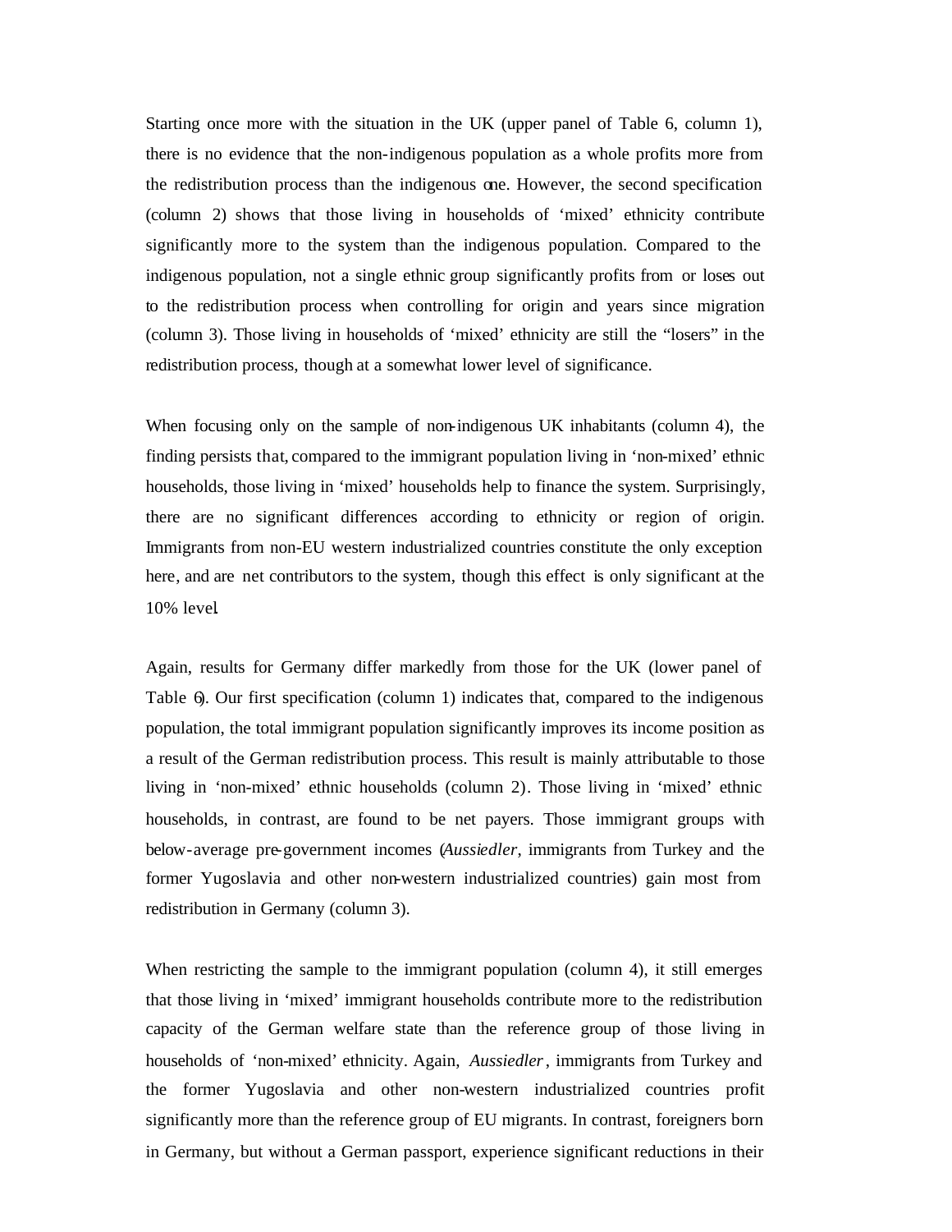Starting once more with the situation in the UK (upper panel of Table 6, column 1), there is no evidence that the non-indigenous population as a whole profits more from the redistribution process than the indigenous one. However, the second specification (column 2) shows that those living in households of 'mixed' ethnicity contribute significantly more to the system than the indigenous population. Compared to the indigenous population, not a single ethnic group significantly profits from or loses out to the redistribution process when controlling for origin and years since migration (column 3). Those living in households of 'mixed' ethnicity are still the "losers" in the redistribution process, though at a somewhat lower level of significance.

When focusing only on the sample of non-indigenous UK inhabitants (column 4), the finding persists that, compared to the immigrant population living in 'non-mixed' ethnic households, those living in 'mixed' households help to finance the system. Surprisingly, there are no significant differences according to ethnicity or region of origin. Immigrants from non-EU western industrialized countries constitute the only exception here, and are net contributors to the system, though this effect is only significant at the 10% level.

Again, results for Germany differ markedly from those for the UK (lower panel of Table 6). Our first specification (column 1) indicates that, compared to the indigenous population, the total immigrant population significantly improves its income position as a result of the German redistribution process. This result is mainly attributable to those living in 'non-mixed' ethnic households (column 2). Those living in 'mixed' ethnic households, in contrast, are found to be net payers. Those immigrant groups with below-average pre-government incomes (*Aussiedler*, immigrants from Turkey and the former Yugoslavia and other non-western industrialized countries) gain most from redistribution in Germany (column 3).

When restricting the sample to the immigrant population (column 4), it still emerges that those living in 'mixed' immigrant households contribute more to the redistribution capacity of the German welfare state than the reference group of those living in households of 'non-mixed' ethnicity. Again, *Aussiedler*, immigrants from Turkey and the former Yugoslavia and other non-western industrialized countries profit significantly more than the reference group of EU migrants. In contrast, foreigners born in Germany, but without a German passport, experience significant reductions in their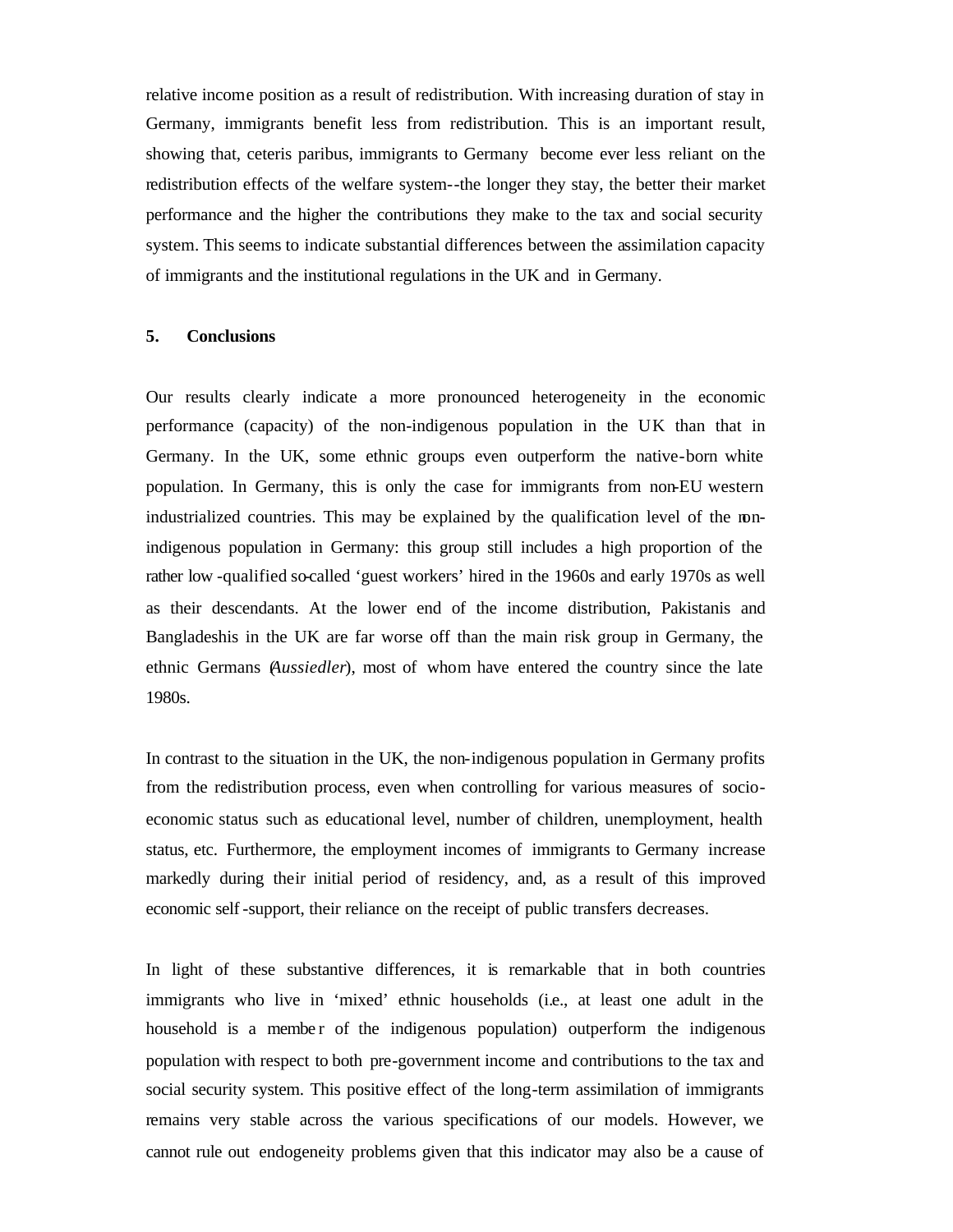relative income position as a result of redistribution. With increasing duration of stay in Germany, immigrants benefit less from redistribution. This is an important result, showing that, ceteris paribus, immigrants to Germany become ever less reliant on the redistribution effects of the welfare system--the longer they stay, the better their market performance and the higher the contributions they make to the tax and social security system. This seems to indicate substantial differences between the assimilation capacity of immigrants and the institutional regulations in the UK and in Germany.

## 5. Conclusions

Our results clearly indicate a more pronounced heterogeneity in the economic performance (capacity) of the non-indigenous population in the UK than that in Germany. In the UK, some ethnic groups even outperform the native-born white population. In Germany, this is only the case for immigrants from non-EU western industrialized countries. This may be explained by the qualification level of the non-indigenous population in Germany: this group still includes a high proportion of the rather low-qualified so-called 'guest workers' hired in the 1960s and early 1970s as well as their descendants. At the lower end of the income distribution, Pakistanis and Bangladeshis in the UK are far worse off than the main risk group in Germany, the ethnic Germans (*Aussiedler*), most of whom have entered the country since the late 1980s.

In contrast to the situation in the UK, the non-indigenous population in Germany profits from the redistribution process, even when controlling for various measures of socio-economic status such as educational level, number of children, unemployment, health status, etc. Furthermore, the employment incomes of immigrants to Germany increase markedly during their initial period of residency, and, as a result of this improved economic self-support, their reliance on the receipt of public transfers decreases.

In light of these substantive differences, it is remarkable that in both countries immigrants who live in 'mixed' ethnic households (i.e., at least one adult in the household is a member of the indigenous population) outperform the indigenous population with respect to both pre-government income and contributions to the tax and social security system. This positive effect of the long-term assimilation of immigrants remains very stable across the various specifications of our models. However, we cannot rule out endogeneity problems given that this indicator may also be a cause of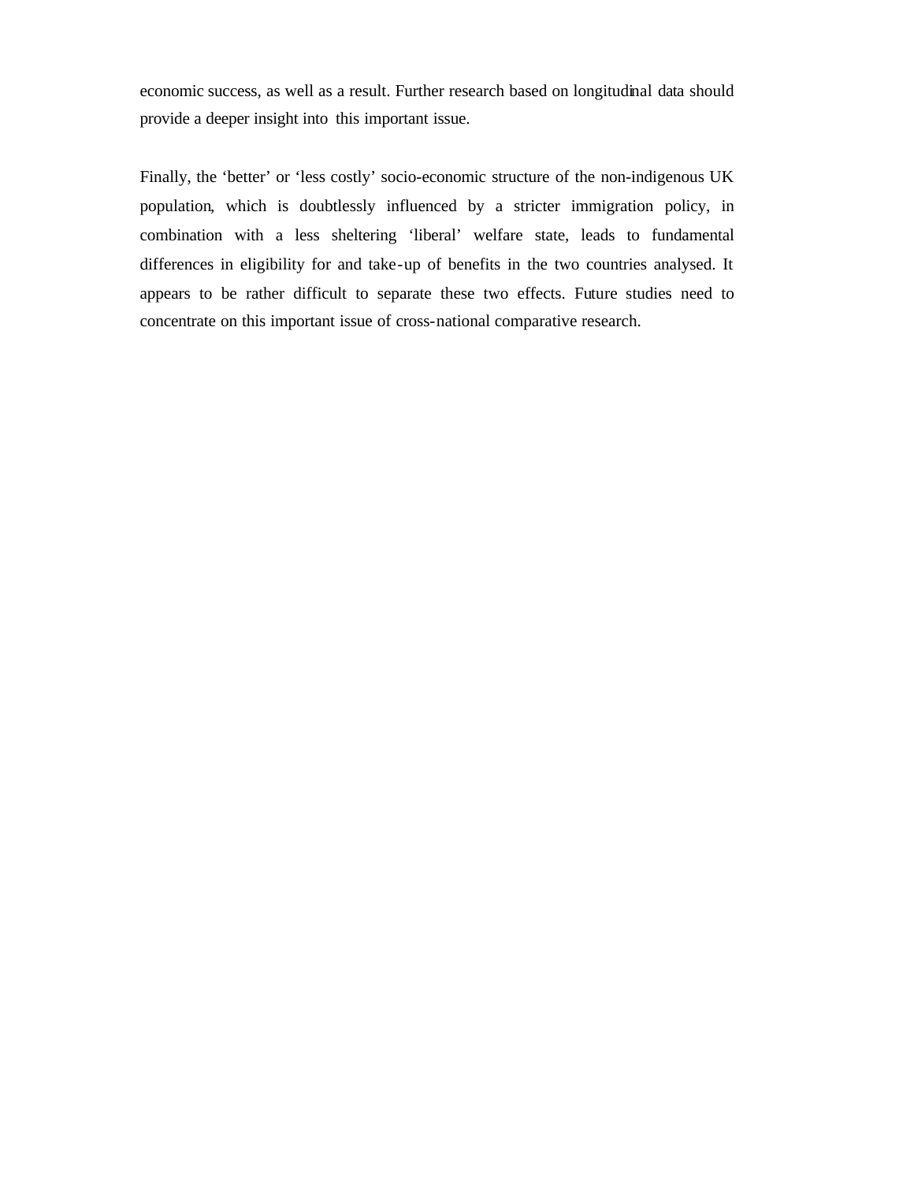economic success, as well as a result. Further research based on longitudinal data should provide a deeper insight into this important issue.

Finally, the ‘better’ or ‘less costly’ socio-economic structure of the non-indigenous UK population, which is doubtlessly influenced by a stricter immigration policy, in combination with a less sheltering ‘liberal’ welfare state, leads to fundamental differences in eligibility for and take-up of benefits in the two countries analysed. It appears to be rather difficult to separate these two effects. Future studies need to concentrate on this important issue of cross-national comparative research.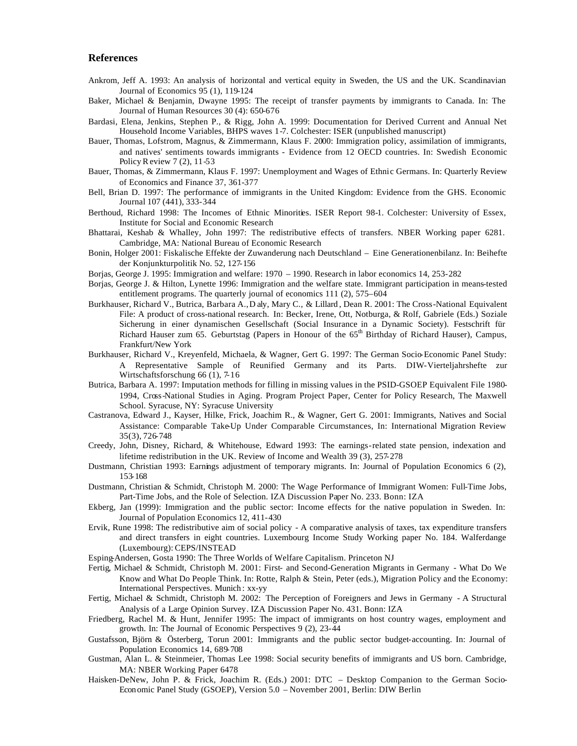# References

Ankrom, Jeff A. 1993: An analysis of horizontal and vertical equity in Sweden, the US and the UK. Scandinavian Journal of Economics 95 (1), 119-124

Baker, Michael & Benjamin, Dwayne 1995: The receipt of transfer payments by immigrants to Canada. In: The Journal of Human Resources 30 (4): 650-676

Bardasi, Elena, Jenkins, Stephen P., & Rigg, John A. 1999: Documentation for Derived Current and Annual Net Household Income Variables, BHPS waves 1-7. Colchester: ISER (unpublished manuscript)

Bauer, Thomas, Lofstrom, Magnus, & Zimmermann, Klaus F. 2000: Immigration policy, assimilation of immigrants, and natives' sentiments towards immigrants - Evidence from 12 OECD countries. In: Swedish Economic Policy Review 7 (2), 11-53

Bauer, Thomas, & Zimmermann, Klaus F. 1997: Unemployment and Wages of Ethnic Germans. In: Quarterly Review of Economics and Finance 37, 361-377

Bell, Brian D. 1997: The performance of immigrants in the United Kingdom: Evidence from the GHS. Economic Journal 107 (441), 333-344

Berthoud, Richard 1998: The Incomes of Ethnic Minorities. ISER Report 98-1. Colchester: University of Essex, Institute for Social and Economic Research

Bhattarai, Keshab & Whalley, John 1997: The redistributive effects of transfers. NBER Working paper 6281. Cambridge, MA: National Bureau of Economic Research

Bonin, Holger 2001: Fiskalische Effekte der Zuwanderung nach Deutschland – Eine Generationenbilanz. In: Beihefte der Konjunkturpolitik No. 52, 127-156

Borjas, George J. 1995: Immigration and welfare: 1970 – 1990. Research in labor economics 14, 253-282

Borjas, George J. & Hilton, Lynette 1996: Immigration and the welfare state. Immigrant participation in means-tested entitlement programs. The quarterly journal of economics 111 (2), 575–604

Burkhauser, Richard V., Butrica, Barbara A., Daly, Mary C., & Lillard, Dean R. 2001: The Cross-National Equivalent File: A product of cross-national research. In: Becker, Irene, Ott, Notburga, & Rolf, Gabriele (Eds.) Soziale Sicherung in einer dynamischen Gesellschaft (Social Insurance in a Dynamic Society). Festschrift für Richard Hauser zum 65. Geburtstag (Papers in Honour of the 65th Birthday of Richard Hauser), Campus, Frankfurt/New York

Burkhauser, Richard V., Kreyenfeld, Michaela, & Wagner, Gert G. 1997: The German Socio-Economic Panel Study: A Representative Sample of Reunified Germany and its Parts. DIW-Vierteljahrshefte zur Wirtschaftsforschung 66 (1), 7-16

Butrica, Barbara A. 1997: Imputation methods for filling in missing values in the PSID-GSOEP Equivalent File 1980-1994, Cross-National Studies in Aging. Program Project Paper, Center for Policy Research, The Maxwell School. Syracuse, NY: Syracuse University

Castranova, Edward J., Kayser, Hilke, Frick, Joachim R., & Wagner, Gert G. 2001: Immigrants, Natives and Social Assistance: Comparable Take-Up Under Comparable Circumstances, In: International Migration Review 35(3), 726-748

Creedy, John, Disney, Richard, & Whitehouse, Edward 1993: The earnings-related state pension, indexation and lifetime redistribution in the UK. Review of Income and Wealth 39 (3), 257-278

Dustmann, Christian 1993: Earnings adjustment of temporary migrants. In: Journal of Population Economics 6 (2), 153-168

Dustmann, Christian & Schmidt, Christoph M. 2000: The Wage Performance of Immigrant Women: Full-Time Jobs, Part-Time Jobs, and the Role of Selection. IZA Discussion Paper No. 233. Bonn: IZA

Ekberg, Jan (1999): Immigration and the public sector: Income effects for the native population in Sweden. In: Journal of Population Economics 12, 411-430

Ervik, Rune 1998: The redistributive aim of social policy - A comparative analysis of taxes, tax expenditure transfers and direct transfers in eight countries. Luxembourg Income Study Working paper No. 184. Walferdange (Luxembourg): CEPS/INSTEAD

Esping-Andersen, Gosta 1990: The Three Worlds of Welfare Capitalism. Princeton NJ

Fertig, Michael & Schmidt, Christoph M. 2001: First- and Second-Generation Migrants in Germany - What Do We Know and What Do People Think. In: Rotte, Ralph & Stein, Peter (eds.), Migration Policy and the Economy: International Perspectives. Munich: xx-yy

Fertig, Michael & Schmidt, Christoph M. 2002: The Perception of Foreigners and Jews in Germany - A Structural Analysis of a Large Opinion Survey. IZA Discussion Paper No. 431. Bonn: IZA

Friedberg, Rachel M. & Hunt, Jennifer 1995: The impact of immigrants on host country wages, employment and growth. In: The Journal of Economic Perspectives 9 (2), 23-44

Gustafsson, Björn & Österberg, Torun 2001: Immigrants and the public sector budget-accounting. In: Journal of Population Economics 14, 689-708

Gustman, Alan L. & Steinmeier, Thomas Lee 1998: Social security benefits of immigrants and US born. Cambridge, MA: NBER Working Paper 6478

Haisken-DeNew, John P. & Frick, Joachim R. (Eds.) 2001: DTC – Desktop Companion to the German Socio-Economic Panel Study (GSOEP), Version 5.0 – November 2001, Berlin: DIW Berlin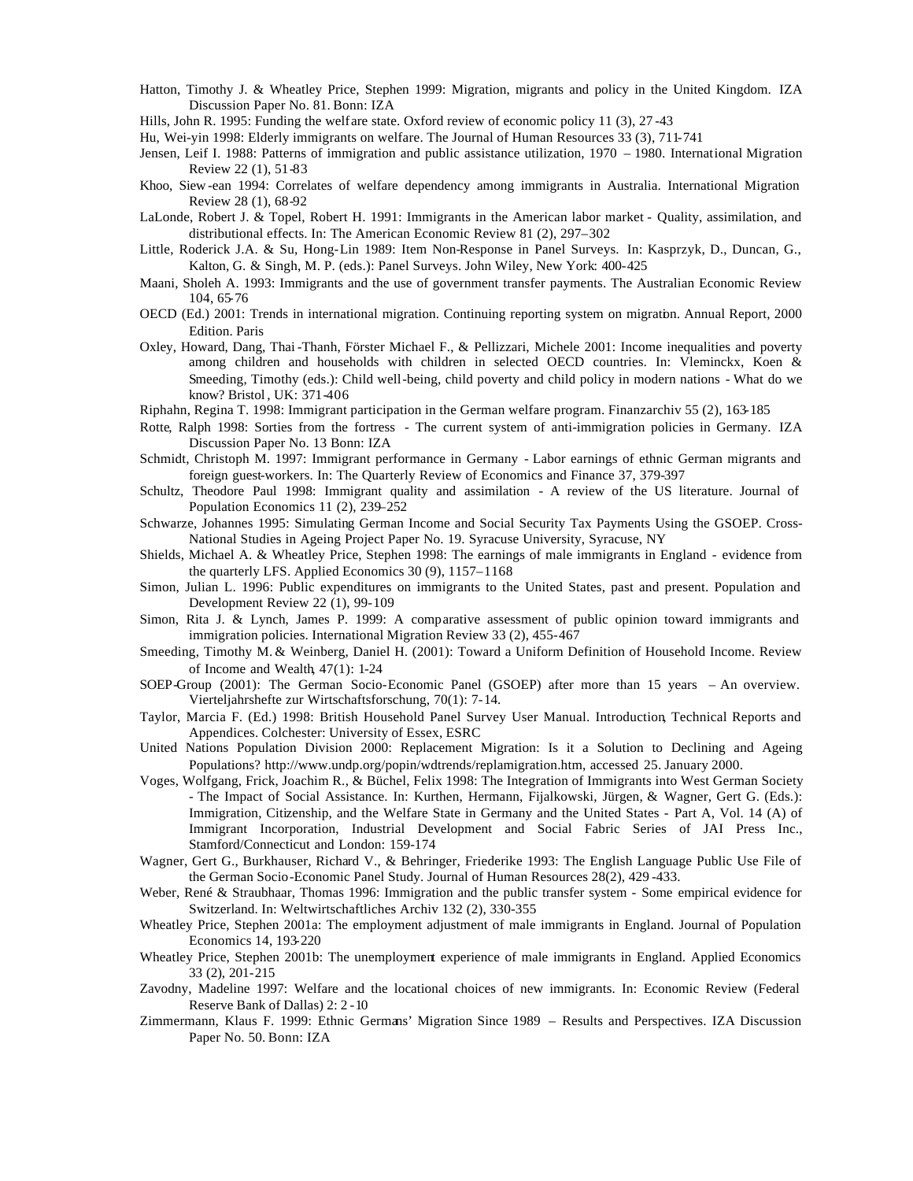Hatton, Timothy J. & Wheatley Price, Stephen 1999: Migration, migrants and policy in the United Kingdom. IZA Discussion Paper No. 81. Bonn: IZA

Hills, John R. 1995: Funding the welfare state. Oxford review of economic policy 11 (3), 27-43

Hu, Wei-yin 1998: Elderly immigrants on welfare. The Journal of Human Resources 33 (3), 711-741

Jensen, Leif I. 1988: Patterns of immigration and public assistance utilization, 1970 – 1980. International Migration Review 22 (1), 51-83

Khoo, Siew-ean 1994: Correlates of welfare dependency among immigrants in Australia. International Migration Review 28 (1), 68-92

LaLonde, Robert J. & Topel, Robert H. 1991: Immigrants in the American labor market - Quality, assimilation, and distributional effects. In: The American Economic Review 81 (2), 297–302

Little, Roderick J.A. & Su, Hong-Lin 1989: Item Non-Response in Panel Surveys. In: Kasprzyk, D., Duncan, G., Kalton, G. & Singh, M. P. (eds.): Panel Surveys. John Wiley, New York: 400-425

Maani, Sholeh A. 1993: Immigrants and the use of government transfer payments. The Australian Economic Review 104, 65-76

OECD (Ed.) 2001: Trends in international migration. Continuing reporting system on migration. Annual Report, 2000 Edition. Paris

Oxley, Howard, Dang, Thai-Thanh, Förster Michael F., & Pellizzari, Michele 2001: Income inequalities and poverty among children and households with children in selected OECD countries. In: Vleminckx, Koen & Smeeding, Timothy (eds.): Child well-being, child poverty and child policy in modern nations - What do we know? Bristol, UK: 371-406

Riphahn, Regina T. 1998: Immigrant participation in the German welfare program. Finanzarchiv 55 (2), 163-185

Rotte, Ralph 1998: Sorties from the fortress - The current system of anti-immigration policies in Germany. IZA Discussion Paper No. 13 Bonn: IZA

Schmidt, Christoph M. 1997: Immigrant performance in Germany - Labor earnings of ethnic German migrants and foreign guest-workers. In: The Quarterly Review of Economics and Finance 37, 379-397

Schultz, Theodore Paul 1998: Immigrant quality and assimilation - A review of the US literature. Journal of Population Economics 11 (2), 239–252

Schwarze, Johannes 1995: Simulating German Income and Social Security Tax Payments Using the GSOEP. Cross-National Studies in Ageing Project Paper No. 19. Syracuse University, Syracuse, NY

Shields, Michael A. & Wheatley Price, Stephen 1998: The earnings of male immigrants in England - evidence from the quarterly LFS. Applied Economics 30 (9), 1157–1168

Simon, Julian L. 1996: Public expenditures on immigrants to the United States, past and present. Population and Development Review 22 (1), 99-109

Simon, Rita J. & Lynch, James P. 1999: A comparative assessment of public opinion toward immigrants and immigration policies. International Migration Review 33 (2), 455-467

Smeeding, Timothy M. & Weinberg, Daniel H. (2001): Toward a Uniform Definition of Household Income. Review of Income and Wealth, 47(1): 1-24

SOEP-Group (2001): The German Socio-Economic Panel (GSOEP) after more than 15 years – An overview. Vierteljahrshefte zur Wirtschaftsforschung, 70(1): 7-14.

Taylor, Marcia F. (Ed.) 1998: British Household Panel Survey User Manual. Introduction, Technical Reports and Appendices. Colchester: University of Essex, ESRC

United Nations Population Division 2000: Replacement Migration: Is it a Solution to Declining and Ageing Populations? http://www.undp.org/popin/wdtrends/replamigration.htm, accessed 25. January 2000.

Voges, Wolfgang, Frick, Joachim R., & Büchel, Felix 1998: The Integration of Immigrants into West German Society - The Impact of Social Assistance. In: Kurthen, Hermann, Fijalkowski, Jürgen, & Wagner, Gert G. (Eds.): Immigration, Citizenship, and the Welfare State in Germany and the United States - Part A, Vol. 14 (A) of Immigrant Incorporation, Industrial Development and Social Fabric Series of JAI Press Inc., Stamford/Connecticut and London: 159-174

Wagner, Gert G., Burkhauser, Richard V., & Behringer, Friederike 1993: The English Language Public Use File of the German Socio-Economic Panel Study. Journal of Human Resources 28(2), 429-433.

Weber, René & Straubhaar, Thomas 1996: Immigration and the public transfer system - Some empirical evidence for Switzerland. In: Weltwirtschaftliches Archiv 132 (2), 330-355

Wheatley Price, Stephen 2001a: The employment adjustment of male immigrants in England. Journal of Population Economics 14, 193-220

Wheatley Price, Stephen 2001b: The unemployment experience of male immigrants in England. Applied Economics 33 (2), 201-215

Zavodny, Madeline 1997: Welfare and the locational choices of new immigrants. In: Economic Review (Federal Reserve Bank of Dallas) 2: 2-10

Zimmermann, Klaus F. 1999: Ethnic Germans' Migration Since 1989 – Results and Perspectives. IZA Discussion Paper No. 50. Bonn: IZA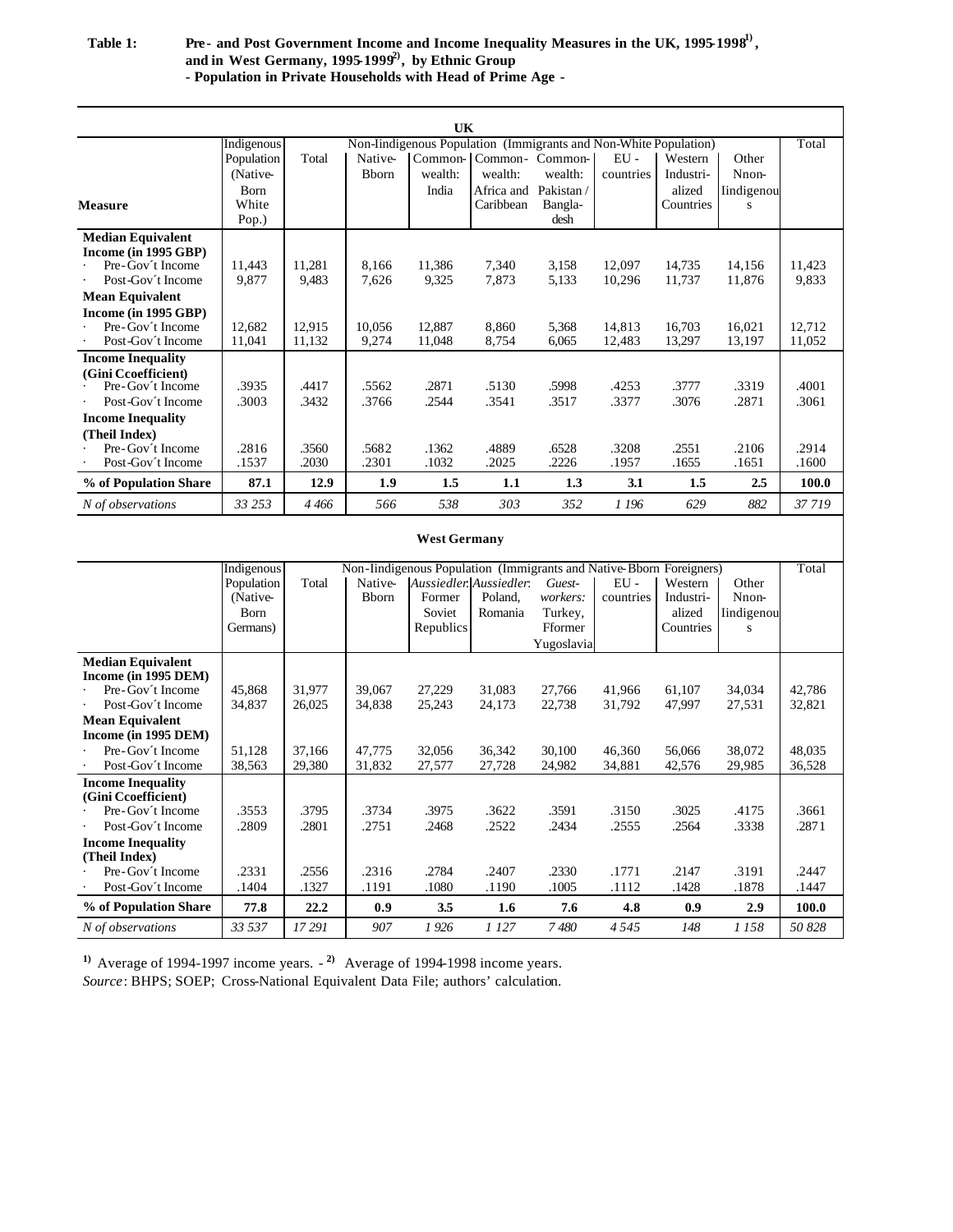**Table 1: Pre- and Post Government Income and Income Inequality Measures in the UK, 1995-1998[1), and in West Germany, 1995-1999[2), by Ethnic Group**
**- Population in Private Households with Head of Prime Age -**

**UK**

| Measure | Indigenous Population (Native-Born White Pop.) | Non-Iindigenous Population (Immigrants and Non-White Population): Total | Native-Bborn | Common-wealth: India | Common-wealth: Africa and Caribbean | Common-wealth: Pakistan / Bangla-desh | EU - countries | Western Industri-alized Countries | Other Nnon-Iindigenous | Total |
|---|---|---|---|---|---|---|---|---|---|---|
| **Median Equivalent Income (in 1995 GBP)** | | | | | | | | | | |
| · Pre-Gov´t Income | 11,443 | 11,281 | 8,166 | 11,386 | 7,340 | 3,158 | 12,097 | 14,735 | 14,156 | 11,423 |
| · Post-Gov´t Income | 9,877 | 9,483 | 7,626 | 9,325 | 7,873 | 5,133 | 10,296 | 11,737 | 11,876 | 9,833 |
| **Mean Equivalent Income (in 1995 GBP)** | | | | | | | | | | |
| · Pre-Gov´t Income | 12,682 | 12,915 | 10,056 | 12,887 | 8,860 | 5,368 | 14,813 | 16,703 | 16,021 | 12,712 |
| · Post-Gov´t Income | 11,041 | 11,132 | 9,274 | 11,048 | 8,754 | 6,065 | 12,483 | 13,297 | 13,197 | 11,052 |
| **Income Inequality (Gini Ccoefficient)** | | | | | | | | | | |
| · Pre-Gov´t Income | .3935 | .4417 | .5562 | .2871 | .5130 | .5998 | .4253 | .3777 | .3319 | .4001 |
| · Post-Gov´t Income | .3003 | .3432 | .3766 | .2544 | .3541 | .3517 | .3377 | .3076 | .2871 | .3061 |
| **Income Inequality (Theil Index)** | | | | | | | | | | |
| · Pre-Gov´t Income | .2816 | .3560 | .5682 | .1362 | .4889 | .6528 | .3208 | .2551 | .2106 | .2914 |
| · Post-Gov´t Income | .1537 | .2030 | .2301 | .1032 | .2025 | .2226 | .1957 | .1655 | .1651 | .1600 |
| **% of Population Share** | **87.1** | **12.9** | **1.9** | **1.5** | **1.1** | **1.3** | **3.1** | **1.5** | **2.5** | **100.0** |
| *N of observations* | *33 253* | *4 466* | *566* | *538* | *303* | *352* | *1 196* | *629* | *882* | *37 719* |

**West Germany**

| Measure | Indigenous Population (Native-Born Germans) | Non-Iindigenous Population (Immigrants and Native-Bborn Foreigners): Total | Native-Bborn | *Aussiedler*: Former Soviet Republics | *Aussiedler*: Poland, Romania | *Guest-workers*: Turkey, Fformer Yugoslavia | EU - countries | Western Industri-alized Countries | Other Nnon-Iindigenous | Total |
|---|---|---|---|---|---|---|---|---|---|---|
| **Median Equivalent Income (in 1995 DEM)** | | | | | | | | | | |
| · Pre-Gov´t Income | 45,868 | 31,977 | 39,067 | 27,229 | 31,083 | 27,766 | 41,966 | 61,107 | 34,034 | 42,786 |
| · Post-Gov´t Income | 34,837 | 26,025 | 34,838 | 25,243 | 24,173 | 22,738 | 31,792 | 47,997 | 27,531 | 32,821 |
| **Mean Equivalent Income (in 1995 DEM)** | | | | | | | | | | |
| · Pre-Gov´t Income | 51,128 | 37,166 | 47,775 | 32,056 | 36,342 | 30,100 | 46,360 | 56,066 | 38,072 | 48,035 |
| · Post-Gov´t Income | 38,563 | 29,380 | 31,832 | 27,577 | 27,728 | 24,982 | 34,881 | 42,576 | 29,985 | 36,528 |
| **Income Inequality (Gini Ccoefficient)** | | | | | | | | | | |
| · Pre-Gov´t Income | .3553 | .3795 | .3734 | .3975 | .3622 | .3591 | .3150 | .3025 | .4175 | .3661 |
| · Post-Gov´t Income | .2809 | .2801 | .2751 | .2468 | .2522 | .2434 | .2555 | .2564 | .3338 | .2871 |
| **Income Inequality (Theil Index)** | | | | | | | | | | |
| · Pre-Gov´t Income | .2331 | .2556 | .2316 | .2784 | .2407 | .2330 | .1771 | .2147 | .3191 | .2447 |
| · Post-Gov´t Income | .1404 | .1327 | .1191 | .1080 | .1190 | .1005 | .1112 | .1428 | .1878 | .1447 |
| **% of Population Share** | **77.8** | **22.2** | **0.9** | **3.5** | **1.6** | **7.6** | **4.8** | **0.9** | **2.9** | **100.0** |
| *N of observations* | *33 537* | *17 291* | *907* | *1 926* | *1 127* | *7 480* | *4 545* | *148* | *1 158* | *50 828* |

1) Average of 1994-1997 income years. - 2) Average of 1994-1998 income years.

*Source*: BHPS; SOEP; Cross-National Equivalent Data File; authors' calculation.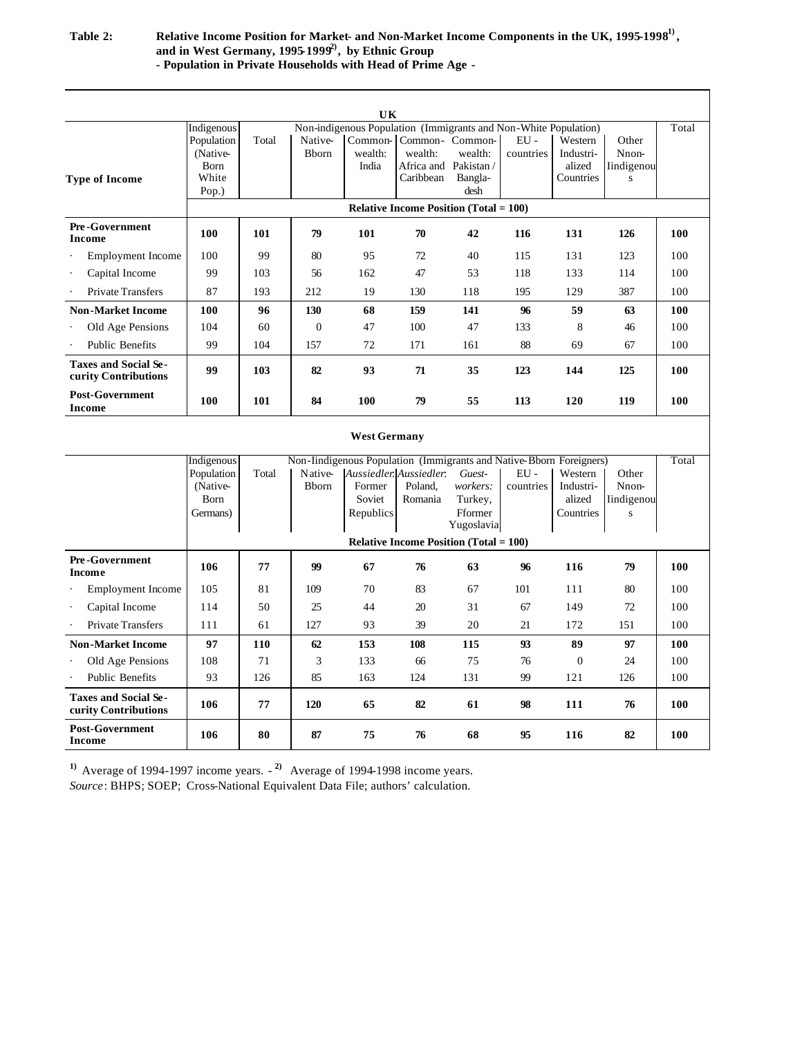**Table 2: Relative Income Position for Market- and Non-Market Income Components in the UK, 1995-1998[1), and in West Germany, 1995-1999[2), by Ethnic Group - Population in Private Households with Head of Prime Age -**

**UK**

| Type of Income | Indigenous Population (Native-Born White Pop.) | Non-indigenous Population (Immigrants and Non-White Population): Total | Native-Bborn | Common-wealth: India | Common-wealth: Africa and Caribbean | Common-wealth: Pakistan / Bangla-desh | EU - countries | Western Industri-alized Countries | Other Nnon-Iindigenous | Total |
|---|---|---|---|---|---|---|---|---|---|---|
| | Relative Income Position (Total = 100) | | | | | | | | | |
| **Pre-Government Income** | **100** | **101** | **79** | **101** | **70** | **42** | **116** | **131** | **126** | **100** |
| · Employment Income | 100 | 99 | 80 | 95 | 72 | 40 | 115 | 131 | 123 | 100 |
| · Capital Income | 99 | 103 | 56 | 162 | 47 | 53 | 118 | 133 | 114 | 100 |
| · Private Transfers | 87 | 193 | 212 | 19 | 130 | 118 | 195 | 129 | 387 | 100 |
| **Non-Market Income** | **100** | **96** | **130** | **68** | **159** | **141** | **96** | **59** | **63** | **100** |
| · Old Age Pensions | 104 | 60 | 0 | 47 | 100 | 47 | 133 | 8 | 46 | 100 |
| · Public Benefits | 99 | 104 | 157 | 72 | 171 | 161 | 88 | 69 | 67 | 100 |
| **Taxes and Social Security Contributions** | **99** | **103** | **82** | **93** | **71** | **35** | **123** | **144** | **125** | **100** |
| **Post-Government Income** | **100** | **101** | **84** | **100** | **79** | **55** | **113** | **120** | **119** | **100** |

**West Germany**

| Type of Income | Indigenous Population (Native-Born Germans) | Non-Iindigenous Population (Immigrants and Native-Bborn Foreigners): Total | Native-Bborn | *Aussiedler:* Former Soviet Republics | *Aussiedler:* Poland, Romania | *Guest-workers:* Turkey, Fformer Yugoslavia | EU - countries | Western Industri-alized Countries | Other Nnon-Iindigenous | Total |
|---|---|---|---|---|---|---|---|---|---|---|
| | Relative Income Position (Total = 100) | | | | | | | | | |
| **Pre-Government Income** | **106** | **77** | **99** | **67** | **76** | **63** | **96** | **116** | **79** | **100** |
| · Employment Income | 105 | 81 | 109 | 70 | 83 | 67 | 101 | 111 | 80 | 100 |
| · Capital Income | 114 | 50 | 25 | 44 | 20 | 31 | 67 | 149 | 72 | 100 |
| · Private Transfers | 111 | 61 | 127 | 93 | 39 | 20 | 21 | 172 | 151 | 100 |
| **Non-Market Income** | **97** | **110** | **62** | **153** | **108** | **115** | **93** | **89** | **97** | **100** |
| · Old Age Pensions | 108 | 71 | 3 | 133 | 66 | 75 | 76 | 0 | 24 | 100 |
| · Public Benefits | 93 | 126 | 85 | 163 | 124 | 131 | 99 | 121 | 126 | 100 |
| **Taxes and Social Security Contributions** | **106** | **77** | **120** | **65** | **82** | **61** | **98** | **111** | **76** | **100** |
| **Post-Government Income** | **106** | **80** | **87** | **75** | **76** | **68** | **95** | **116** | **82** | **100** |

1) Average of 1994-1997 income years. - 2) Average of 1994-1998 income years.
*Source*: BHPS; SOEP; Cross-National Equivalent Data File; authors' calculation.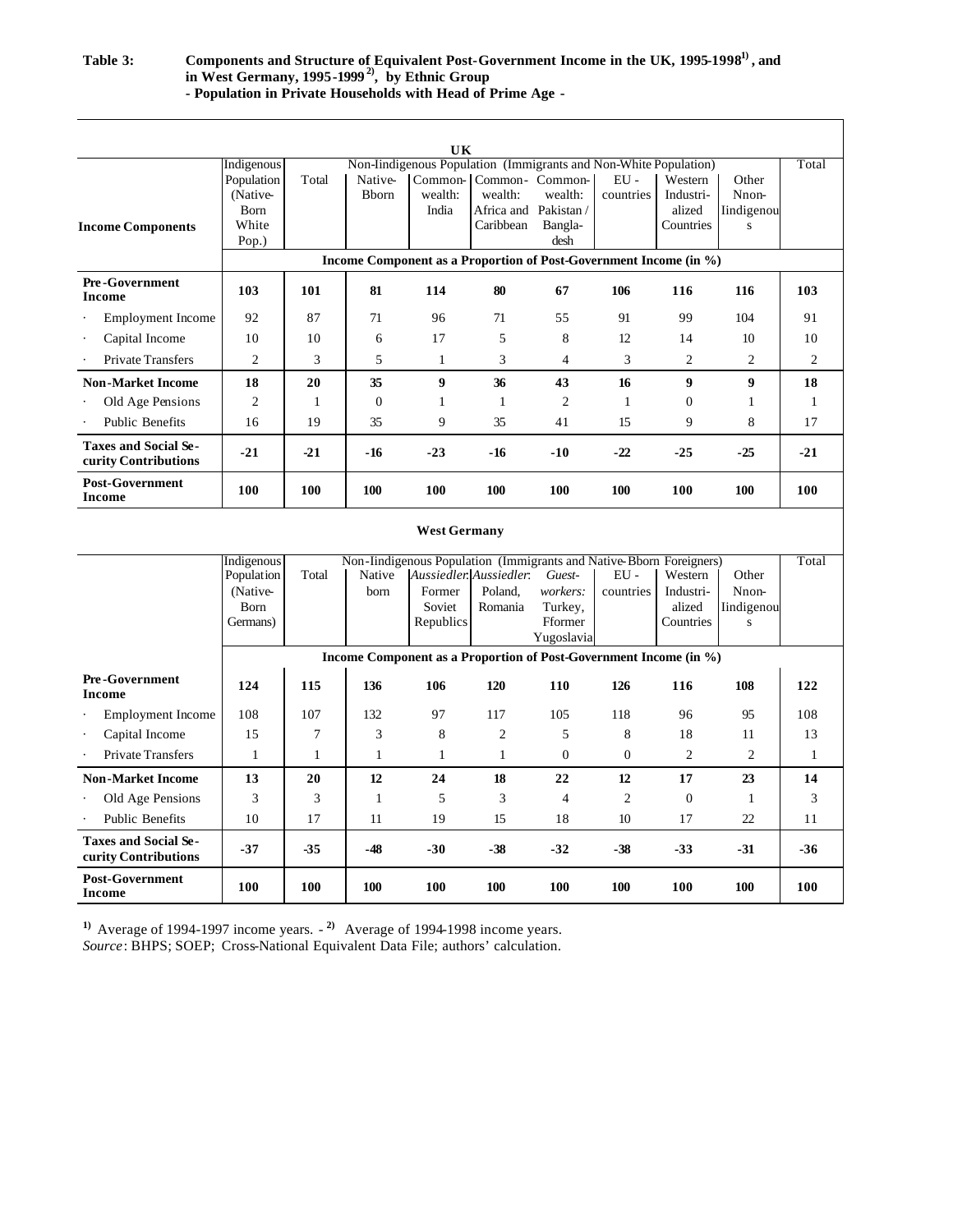**Table 3: Components and Structure of Equivalent Post-Government Income in the UK, 1995-1998[1), and in West Germany, 1995-1999[2), by Ethnic Group - Population in Private Households with Head of Prime Age -**

**UK**

| Income Components | Indigenous Population (Native-Born White Pop.) | Non-Iindigenous Population (Immigrants and Non-White Population) | | | | | | | | Total |
|---|---|---|---|---|---|---|---|---|---|---|
| | | Total | Native-Bborn | Common-wealth: India | Common-wealth: Africa and Caribbean | Common-wealth: Pakistan / Bangla-desh | EU - countries | Western Industri-alized Countries | Other Nnon-Iindigenous | |
| | Income Component as a Proportion of Post-Government Income (in %) | | | | | | | | | |
| **Pre-Government Income** | **103** | **101** | **81** | **114** | **80** | **67** | **106** | **116** | **116** | **103** |
| · Employment Income | 92 | 87 | 71 | 96 | 71 | 55 | 91 | 99 | 104 | 91 |
| · Capital Income | 10 | 10 | 6 | 17 | 5 | 8 | 12 | 14 | 10 | 10 |
| · Private Transfers | 2 | 3 | 5 | 1 | 3 | 4 | 3 | 2 | 2 | 2 |
| **Non-Market Income** | **18** | **20** | **35** | **9** | **36** | **43** | **16** | **9** | **9** | **18** |
| · Old Age Pensions | 2 | 1 | 0 | 1 | 1 | 2 | 1 | 0 | 1 | 1 |
| · Public Benefits | 16 | 19 | 35 | 9 | 35 | 41 | 15 | 9 | 8 | 17 |
| **Taxes and Social Se-curity Contributions** | **-21** | **-21** | **-16** | **-23** | **-16** | **-10** | **-22** | **-25** | **-25** | **-21** |
| **Post-Government Income** | **100** | **100** | **100** | **100** | **100** | **100** | **100** | **100** | **100** | **100** |

**West Germany**

| Income Components | Indigenous Population (Native-Born Germans) | Non-Iindigenous Population (Immigrants and Native-Bborn Foreigners) | | | | | | | | Total |
|---|---|---|---|---|---|---|---|---|---|---|
| | | Total | Native born | *Aussiedler*: Former Soviet Republics | *Aussiedler*: Poland, Romania | *Guest-workers:* Turkey, Fformer Yugoslavia | EU - countries | Western Industri-alized Countries | Other Nnon-Iindigenous | |
| | Income Component as a Proportion of Post-Government Income (in %) | | | | | | | | | |
| **Pre-Government Income** | **124** | **115** | **136** | **106** | **120** | **110** | **126** | **116** | **108** | **122** |
| · Employment Income | 108 | 107 | 132 | 97 | 117 | 105 | 118 | 96 | 95 | 108 |
| · Capital Income | 15 | 7 | 3 | 8 | 2 | 5 | 8 | 18 | 11 | 13 |
| · Private Transfers | 1 | 1 | 1 | 1 | 1 | 0 | 0 | 2 | 2 | 1 |
| **Non-Market Income** | **13** | **20** | **12** | **24** | **18** | **22** | **12** | **17** | **23** | **14** |
| · Old Age Pensions | 3 | 3 | 1 | 5 | 3 | 4 | 2 | 0 | 1 | 3 |
| · Public Benefits | 10 | 17 | 11 | 19 | 15 | 18 | 10 | 17 | 22 | 11 |
| **Taxes and Social Se-curity Contributions** | **-37** | **-35** | **-48** | **-30** | **-38** | **-32** | **-38** | **-33** | **-31** | **-36** |
| **Post-Government Income** | **100** | **100** | **100** | **100** | **100** | **100** | **100** | **100** | **100** | **100** |

[1)] Average of 1994-1997 income years. - [2)] Average of 1994-1998 income years.
*Source*: BHPS; SOEP; Cross-National Equivalent Data File; authors' calculation.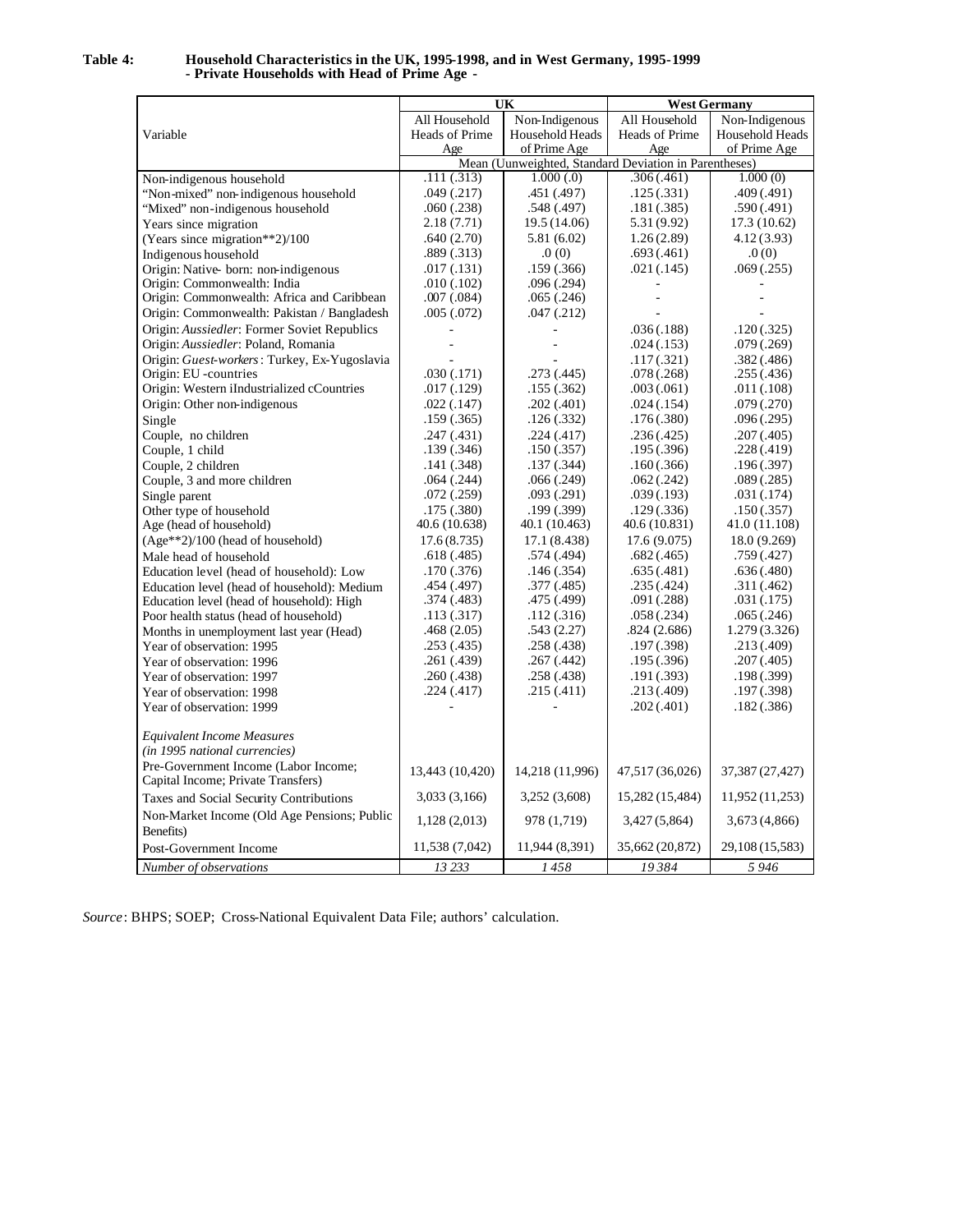**Table 4: Household Characteristics in the UK, 1995-1998, and in West Germany, 1995-1999 - Private Households with Head of Prime Age -**

| Variable | UK | | West Germany | |
|---|---|---|---|---|
| | All Household Heads of Prime Age | Non-Indigenous Household Heads of Prime Age | All Household Heads of Prime Age | Non-Indigenous Household Heads of Prime Age |
| | Mean (Unweighted, Standard Deviation in Parentheses) | | | |
| Non-indigenous household | .111 (.313) | 1.000 (.0) | .306 (.461) | 1.000 (0) |
| "Non-mixed" non-indigenous household | .049 (.217) | .451 (.497) | .125 (.331) | .409 (.491) |
| "Mixed" non-indigenous household | .060 (.238) | .548 (.497) | .181 (.385) | .590 (.491) |
| Years since migration | 2.18 (7.71) | 19.5 (14.06) | 5.31 (9.92) | 17.3 (10.62) |
| (Years since migration**2)/100 | .640 (2.70) | 5.81 (6.02) | 1.26 (2.89) | 4.12 (3.93) |
| Indigenous household | .889 (.313) | .0 (0) | .693 (.461) | .0 (0) |
| Origin: Native- born: non-indigenous | .017 (.131) | .159 (.366) | .021 (.145) | .069 (.255) |
| Origin: Commonwealth: India | .010 (.102) | .096 (.294) | - | - |
| Origin: Commonwealth: Africa and Caribbean | .007 (.084) | .065 (.246) | - | - |
| Origin: Commonwealth: Pakistan / Bangladesh | .005 (.072) | .047 (.212) | - | - |
| Origin: *Aussiedler*: Former Soviet Republics | - | - | .036 (.188) | .120 (.325) |
| Origin: *Aussiedler*: Poland, Romania | - | - | .024 (.153) | .079 (.269) |
| Origin: *Guest-workers*: Turkey, Ex-Yugoslavia | - | - | .117 (.321) | .382 (.486) |
| Origin: EU -countries | .030 (.171) | .273 (.445) | .078 (.268) | .255 (.436) |
| Origin: Western iIndustrialized cCountries | .017 (.129) | .155 (.362) | .003 (.061) | .011 (.108) |
| Origin: Other non-indigenous | .022 (.147) | .202 (.401) | .024 (.154) | .079 (.270) |
| Single | .159 (.365) | .126 (.332) | .176 (.380) | .096 (.295) |
| Couple, no children | .247 (.431) | .224 (.417) | .236 (.425) | .207 (.405) |
| Couple, 1 child | .139 (.346) | .150 (.357) | .195 (.396) | .228 (.419) |
| Couple, 2 children | .141 (.348) | .137 (.344) | .160 (.366) | .196 (.397) |
| Couple, 3 and more children | .064 (.244) | .066 (.249) | .062 (.242) | .089 (.285) |
| Single parent | .072 (.259) | .093 (.291) | .039 (.193) | .031 (.174) |
| Other type of household | .175 (.380) | .199 (.399) | .129 (.336) | .150 (.357) |
| Age (head of household) | 40.6 (10.638) | 40.1 (10.463) | 40.6 (10.831) | 41.0 (11.108) |
| (Age**2)/100 (head of household) | 17.6 (8.735) | 17.1 (8.438) | 17.6 (9.075) | 18.0 (9.269) |
| Male head of household | .618 (.485) | .574 (.494) | .682 (.465) | .759 (.427) |
| Education level (head of household): Low | .170 (.376) | .146 (.354) | .635 (.481) | .636 (.480) |
| Education level (head of household): Medium | .454 (.497) | .377 (.485) | .235 (.424) | .311 (.462) |
| Education level (head of household): High | .374 (.483) | .475 (.499) | .091 (.288) | .031 (.175) |
| Poor health status (head of household) | .113 (.317) | .112 (.316) | .058 (.234) | .065 (.246) |
| Months in unemployment last year (Head) | .468 (2.05) | .543 (2.27) | .824 (2.686) | 1.279 (3.326) |
| Year of observation: 1995 | .253 (.435) | .258 (.438) | .197 (.398) | .213 (.409) |
| Year of observation: 1996 | .261 (.439) | .267 (.442) | .195 (.396) | .207 (.405) |
| Year of observation: 1997 | .260 (.438) | .258 (.438) | .191 (.393) | .198 (.399) |
| Year of observation: 1998 | .224 (.417) | .215 (.411) | .213 (.409) | .197 (.398) |
| Year of observation: 1999 | - | - | .202 (.401) | .182 (.386) |
| *Equivalent Income Measures (in 1995 national currencies)* | | | | |
| Pre-Government Income (Labor Income; Capital Income; Private Transfers) | 13,443 (10,420) | 14,218 (11,996) | 47,517 (36,026) | 37,387 (27,427) |
| Taxes and Social Security Contributions | 3,033 (3,166) | 3,252 (3,608) | 15,282 (15,484) | 11,952 (11,253) |
| Non-Market Income (Old Age Pensions; Public Benefits) | 1,128 (2,013) | 978 (1,719) | 3,427 (5,864) | 3,673 (4,866) |
| Post-Government Income | 11,538 (7,042) | 11,944 (8,391) | 35,662 (20,872) | 29,108 (15,583) |
| *Number of observations* | *13 233* | *1 458* | *19 384* | *5 946* |

*Source*: BHPS; SOEP; Cross-National Equivalent Data File; authors' calculation.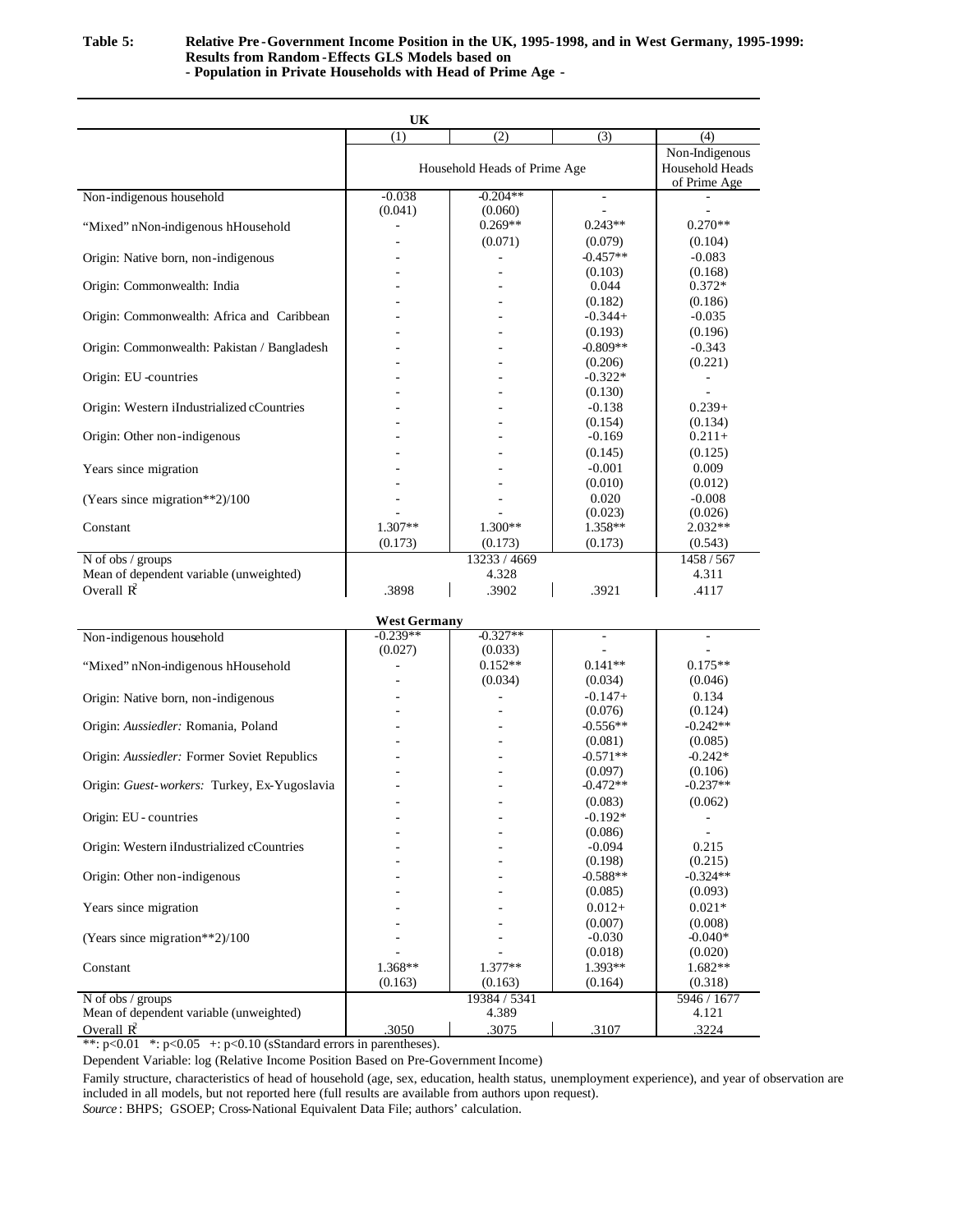**Table 5: Relative Pre-Government Income Position in the UK, 1995-1998, and in West Germany, 1995-1999: Results from Random-Effects GLS Models based on - Population in Private Households with Head of Prime Age -**

| **UK** | | | | |
|---|---|---|---|---|
| | (1) | (2) | (3) | (4) |
| | Household Heads of Prime Age | | | Non-Indigenous Household Heads of Prime Age |
| Non-indigenous household | -0.038 | -0.204** | - | - |
| | (0.041) | (0.060) | - | - |
| "Mixed" nNon-indigenous hHousehold | - | 0.269** | 0.243** | 0.270** |
| | - | (0.071) | (0.079) | (0.104) |
| Origin: Native born, non-indigenous | - | - | -0.457** | -0.083 |
| | - | - | (0.103) | (0.168) |
| Origin: Commonwealth: India | - | - | 0.044 | 0.372* |
| | - | - | (0.182) | (0.186) |
| Origin: Commonwealth: Africa and Caribbean | - | - | -0.344+ | -0.035 |
| | - | - | (0.193) | (0.196) |
| Origin: Commonwealth: Pakistan / Bangladesh | - | - | -0.809** | -0.343 |
| | - | - | (0.206) | (0.221) |
| Origin: EU-countries | - | - | -0.322* | - |
| | - | - | (0.130) | - |
| Origin: Western iIndustrialized cCountries | - | - | -0.138 | 0.239+ |
| | - | - | (0.154) | (0.134) |
| Origin: Other non-indigenous | - | - | -0.169 | 0.211+ |
| | - | - | (0.145) | (0.125) |
| Years since migration | - | - | -0.001 | 0.009 |
| | - | - | (0.010) | (0.012) |
| (Years since migration**2)/100 | - | - | 0.020 | -0.008 |
| | - | - | (0.023) | (0.026) |
| Constant | 1.307** | 1.300** | 1.358** | 2.032** |
| | (0.173) | (0.173) | (0.173) | (0.543) |
| N of obs / groups | | 13233 / 4669 | | 1458 / 567 |
| Mean of dependent variable (unweighted) | | 4.328 | | 4.311 |
| Overall $R^2$ | .3898 | .3902 | .3921 | .4117 |
| **West Germany** | | | | |
| Non-indigenous household | -0.239** | -0.327** | - | - |
| | (0.027) | (0.033) | - | - |
| "Mixed" nNon-indigenous hHousehold | - | 0.152** | 0.141** | 0.175** |
| | - | (0.034) | (0.034) | (0.046) |
| Origin: Native born, non-indigenous | - | - | -0.147+ | 0.134 |
| | - | - | (0.076) | (0.124) |
| Origin: *Aussiedler:* Romania, Poland | - | - | -0.556** | -0.242** |
| | - | - | (0.081) | (0.085) |
| Origin: *Aussiedler:* Former Soviet Republics | - | - | -0.571** | -0.242* |
| | - | - | (0.097) | (0.106) |
| Origin: *Guest-workers:* Turkey, Ex-Yugoslavia | - | - | -0.472** | -0.237** |
| | - | - | (0.083) | (0.062) |
| Origin: EU - countries | - | - | -0.192* | - |
| | - | - | (0.086) | - |
| Origin: Western iIndustrialized cCountries | - | - | -0.094 | 0.215 |
| | - | - | (0.198) | (0.215) |
| Origin: Other non-indigenous | - | - | -0.588** | -0.324** |
| | - | - | (0.085) | (0.093) |
| Years since migration | - | - | 0.012+ | 0.021* |
| | - | - | (0.007) | (0.008) |
| (Years since migration**2)/100 | - | - | -0.030 | -0.040* |
| | - | - | (0.018) | (0.020) |
| Constant | 1.368** | 1.377** | 1.393** | 1.682** |
| | (0.163) | (0.163) | (0.164) | (0.318) |
| N of obs / groups | | 19384 / 5341 | | 5946 / 1677 |
| Mean of dependent variable (unweighted) | | 4.389 | | 4.121 |
| Overall $R^2$ | .3050 | .3075 | .3107 | .3224 |

**: $p<0.01$ *: $p<0.05$ +: $p<0.10$ (sStandard errors in parentheses).

Dependent Variable: log (Relative Income Position Based on Pre-Government Income)

Family structure, characteristics of head of household (age, sex, education, health status, unemployment experience), and year of observation are included in all models, but not reported here (full results are available from authors upon request).

*Source*: BHPS; GSOEP; Cross-National Equivalent Data File; authors' calculation.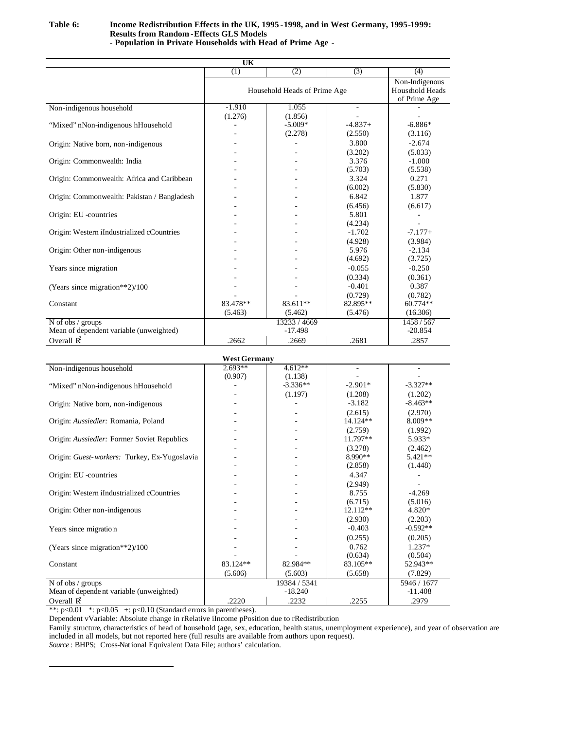**Table 6: Income Redistribution Effects in the UK, 1995-1998, and in West Germany, 1995-1999: Results from Random-Effects GLS Models**
**- Population in Private Households with Head of Prime Age -**

| **UK** | (1) | (2) | (3) | (4) |
|---|---|---|---|---|
| | Household Heads of Prime Age | | | Non-Indigenous Household Heads of Prime Age |
| Non-indigenous household | -1.910 | 1.055 | - | - |
| | (1.276) | (1.856) | - | - |
| "Mixed" nNon-indigenous hHousehold | - | -5.009* | -4.837+ | -6.886* |
| | - | (2.278) | (2.550) | (3.116) |
| Origin: Native born, non-indigenous | - | - | 3.800 | -2.674 |
| | - | - | (3.202) | (5.033) |
| Origin: Commonwealth: India | - | - | 3.376 | -1.000 |
| | - | - | (5.703) | (5.538) |
| Origin: Commonwealth: Africa and Caribbean | - | - | 3.324 | 0.271 |
| | - | - | (6.002) | (5.830) |
| Origin: Commonwealth: Pakistan / Bangladesh | - | - | 6.842 | 1.877 |
| | - | - | (6.456) | (6.617) |
| Origin: EU-countries | - | - | 5.801 | - |
| | - | - | (4.234) | - |
| Origin: Western iIndustrialized cCountries | - | - | -1.702 | -7.177+ |
| | - | - | (4.928) | (3.984) |
| Origin: Other non-indigenous | - | - | 5.976 | -2.134 |
| | - | - | (4.692) | (3.725) |
| Years since migration | - | - | -0.055 | -0.250 |
| | - | - | (0.334) | (0.361) |
| (Years since migration**2)/100 | - | - | -0.401 | 0.387 |
| | - | - | (0.729) | (0.782) |
| Constant | 83.478** | 83.611** | 82.895** | 60.774** |
| | (5.463) | (5.462) | (5.476) | (16.306) |
| N of obs / groups | 13233 / 4669 | | | 1458 / 567 |
| Mean of dependent variable (unweighted) | -17.498 | | | -20.854 |
| Overall $R^2$ | .2662 | .2669 | .2681 | .2857 |

| **West Germany** | (1) | (2) | (3) | (4) |
|---|---|---|---|---|
| Non-indigenous household | 2.693** | 4.612** | - | - |
| | (0.907) | (1.138) | - | - |
| "Mixed" nNon-indigenous hHousehold | - | -3.336** | -2.901* | -3.327** |
| | - | (1.197) | (1.208) | (1.202) |
| Origin: Native born, non-indigenous | - | - | -3.182 | -8.463** |
| | - | - | (2.615) | (2.970) |
| Origin: *Aussiedler:* Romania, Poland | - | - | 14.124** | 8.009** |
| | - | - | (2.759) | (1.992) |
| Origin: *Aussiedler:* Former Soviet Republics | - | - | 11.797** | 5.933* |
| | - | - | (3.278) | (2.462) |
| Origin: *Guest-workers:* Turkey, Ex-Yugoslavia | - | - | 8.990** | 5.421** |
| | - | - | (2.858) | (1.448) |
| Origin: EU-countries | - | - | 4.347 | - |
| | - | - | (2.949) | - |
| Origin: Western iIndustrialized cCountries | - | - | 8.755 | -4.269 |
| | - | - | (6.715) | (5.016) |
| Origin: Other non-indigenous | - | - | 12.112** | 4.820* |
| | - | - | (2.930) | (2.203) |
| Years since migration | - | - | -0.403 | -0.592** |
| | - | - | (0.255) | (0.205) |
| (Years since migration**2)/100 | - | - | 0.762 | 1.237* |
| | - | - | (0.634) | (0.504) |
| Constant | 83.124** | 82.984** | 83.105** | 52.943** |
| | (5.606) | (5.603) | (5.658) | (7.829) |
| N of obs / groups | 19384 / 5341 | | | 5946 / 1677 |
| Mean of dependent variable (unweighted) | -18.240 | | | -11.408 |
| Overall $R^2$ | .2220 | .2232 | .2255 | .2979 |

**: p<0.01 *: p<0.05 +: p<0.10 (Standard errors in parentheses).

Dependent vVariable: Absolute change in rRelative iIncome pPosition due to rRedistribution

Family structure, characteristics of head of household (age, sex, education, health status, unemployment experience), and year of observation are included in all models, but not reported here (full results are available from authors upon request).

*Source*: BHPS; Cross-National Equivalent Data File; authors' calculation.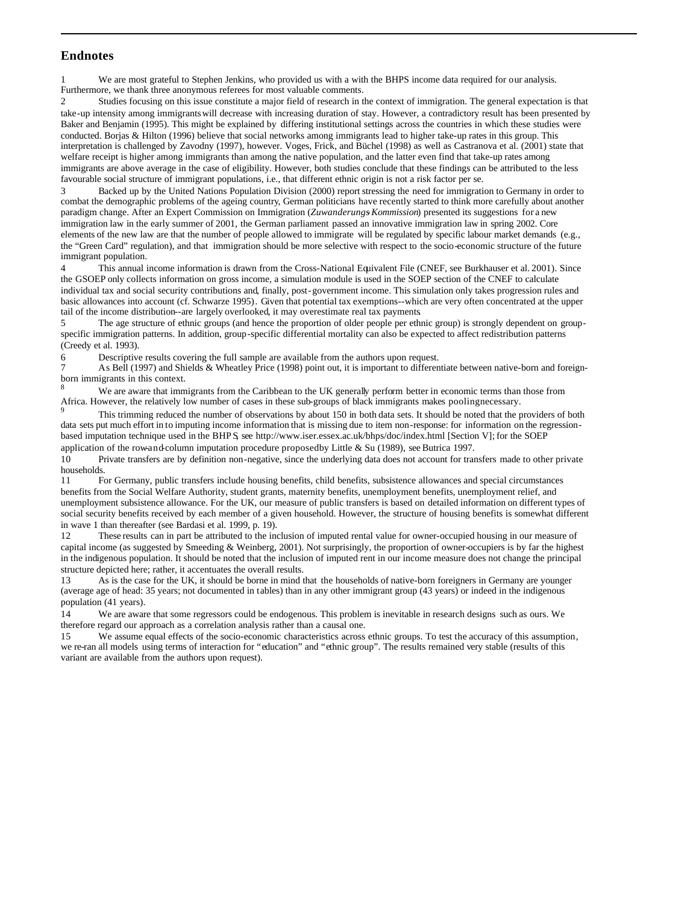## Endnotes

1 We are most grateful to Stephen Jenkins, who provided us with a with the BHPS income data required for our analysis. Furthermore, we thank three anonymous referees for most valuable comments.

2 Studies focusing on this issue constitute a major field of research in the context of immigration. The general expectation is that take-up intensity among immigrants will decrease with increasing duration of stay. However, a contradictory result has been presented by Baker and Benjamin (1995). This might be explained by differing institutional settings across the countries in which these studies were conducted. Borjas & Hilton (1996) believe that social networks among immigrants lead to higher take-up rates in this group. This interpretation is challenged by Zavodny (1997), however. Voges, Frick, and Büchel (1998) as well as Castranova et al. (2001) state that welfare receipt is higher among immigrants than among the native population, and the latter even find that take-up rates among immigrants are above average in the case of eligibility. However, both studies conclude that these findings can be attributed to the less favourable social structure of immigrant populations, i.e., that different ethnic origin is not a risk factor per se.

3 Backed up by the United Nations Population Division (2000) report stressing the need for immigration to Germany in order to combat the demographic problems of the ageing country, German politicians have recently started to think more carefully about another paradigm change. After an Expert Commission on Immigration (*Zuwanderungs-Kommission*) presented its suggestions for a new immigration law in the early summer of 2001, the German parliament passed an innovative immigration law in spring 2002. Core elements of the new law are that the number of people allowed to immigrate will be regulated by specific labour market demands (e.g., the "Green Card" regulation), and that immigration should be more selective with respect to the socio-economic structure of the future immigrant population.

4 This annual income information is drawn from the Cross-National Equivalent File (CNEF, see Burkhauser et al. 2001). Since the GSOEP only collects information on gross income, a simulation module is used in the SOEP section of the CNEF to calculate individual tax and social security contributions and, finally, post-government income. This simulation only takes progression rules and basic allowances into account (cf. Schwarze 1995). Given that potential tax exemptions--which are very often concentrated at the upper tail of the income distribution--are largely overlooked, it may overestimate real tax payments.

5 The age structure of ethnic groups (and hence the proportion of older people per ethnic group) is strongly dependent on group-specific immigration patterns. In addition, group-specific differential mortality can also be expected to affect redistribution patterns (Creedy et al. 1993).

6 Descriptive results covering the full sample are available from the authors upon request.

7 As Bell (1997) and Shields & Wheatley Price (1998) point out, it is important to differentiate between native-born and foreign-born immigrants in this context.

8 We are aware that immigrants from the Caribbean to the UK generally perform better in economic terms than those from Africa. However, the relatively low number of cases in these sub-groups of black immigrants makes pooling necessary.

9 This trimming reduced the number of observations by about 150 in both data sets. It should be noted that the providers of both data sets put much effort in to imputing income information that is missing due to item non-response: for information on the regression-based imputation technique used in the BHPS, see http://www.iser.essex.ac.uk/bhps/doc/index.html [Section V]; for the SOEP application of the row-and-column imputation procedure proposed by Little & Su (1989), see Butrica 1997.

10 Private transfers are by definition non-negative, since the underlying data does not account for transfers made to other private households.

11 For Germany, public transfers include housing benefits, child benefits, subsistence allowances and special circumstances benefits from the Social Welfare Authority, student grants, maternity benefits, unemployment benefits, unemployment relief, and unemployment subsistence allowance. For the UK, our measure of public transfers is based on detailed information on different types of social security benefits received by each member of a given household. However, the structure of housing benefits is somewhat different in wave 1 than thereafter (see Bardasi et al. 1999, p. 19).

12 These results can in part be attributed to the inclusion of imputed rental value for owner-occupied housing in our measure of capital income (as suggested by Smeeding & Weinberg, 2001). Not surprisingly, the proportion of owner-occupiers is by far the highest in the indigenous population. It should be noted that the inclusion of imputed rent in our income measure does not change the principal structure depicted here; rather, it accentuates the overall results.

13 As is the case for the UK, it should be borne in mind that the households of native-born foreigners in Germany are younger (average age of head: 35 years; not documented in tables) than in any other immigrant group (43 years) or indeed in the indigenous population (41 years).

14 We are aware that some regressors could be endogenous. This problem is inevitable in research designs such as ours. We therefore regard our approach as a correlation analysis rather than a causal one.

15 We assume equal effects of the socio-economic characteristics across ethnic groups. To test the accuracy of this assumption, we re-ran all models using terms of interaction for "education" and "ethnic group". The results remained very stable (results of this variant are available from the authors upon request).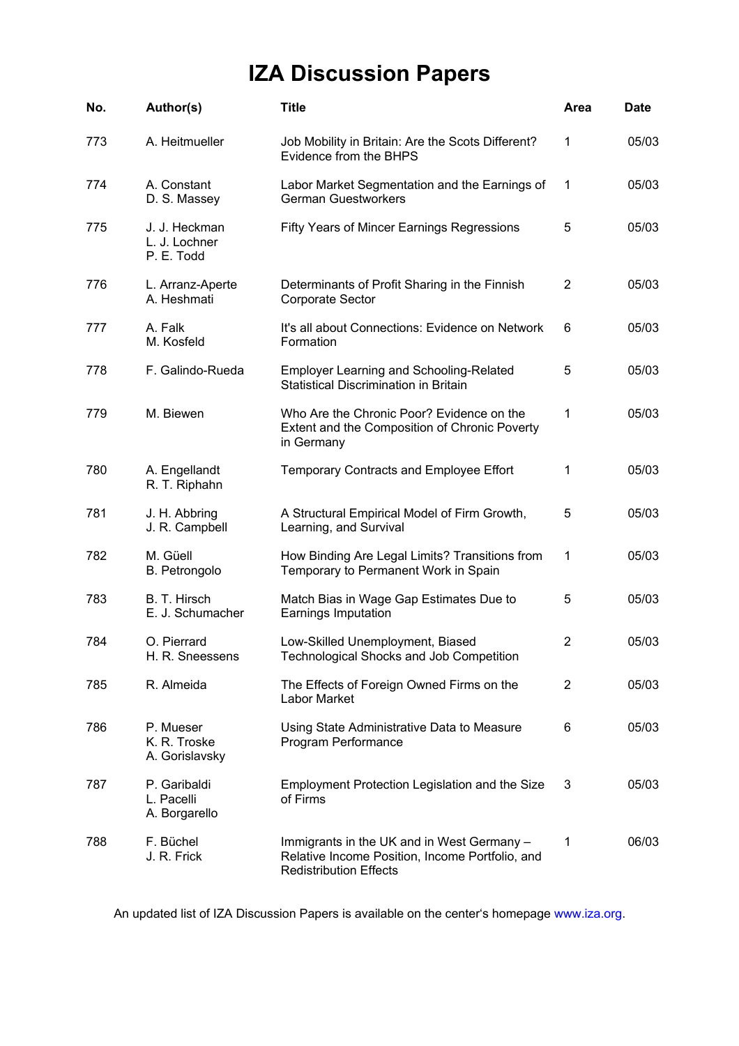# IZA Discussion Papers

| No. | Author(s) | Title | Area | Date |
|---|---|---|---|---|
| 773 | A. Heitmueller | Job Mobility in Britain: Are the Scots Different? Evidence from the BHPS | 1 | 05/03 |
| 774 | A. Constant<br>D. S. Massey | Labor Market Segmentation and the Earnings of German Guestworkers | 1 | 05/03 |
| 775 | J. J. Heckman<br>L. J. Lochner<br>P. E. Todd | Fifty Years of Mincer Earnings Regressions | 5 | 05/03 |
| 776 | L. Arranz-Aperte<br>A. Heshmati | Determinants of Profit Sharing in the Finnish Corporate Sector | 2 | 05/03 |
| 777 | A. Falk<br>M. Kosfeld | It's all about Connections: Evidence on Network Formation | 6 | 05/03 |
| 778 | F. Galindo-Rueda | Employer Learning and Schooling-Related Statistical Discrimination in Britain | 5 | 05/03 |
| 779 | M. Biewen | Who Are the Chronic Poor? Evidence on the Extent and the Composition of Chronic Poverty in Germany | 1 | 05/03 |
| 780 | A. Engellandt<br>R. T. Riphahn | Temporary Contracts and Employee Effort | 1 | 05/03 |
| 781 | J. H. Abbring<br>J. R. Campbell | A Structural Empirical Model of Firm Growth, Learning, and Survival | 5 | 05/03 |
| 782 | M. Güell<br>B. Petrongolo | How Binding Are Legal Limits? Transitions from Temporary to Permanent Work in Spain | 1 | 05/03 |
| 783 | B. T. Hirsch<br>E. J. Schumacher | Match Bias in Wage Gap Estimates Due to Earnings Imputation | 5 | 05/03 |
| 784 | O. Pierrard<br>H. R. Sneessens | Low-Skilled Unemployment, Biased Technological Shocks and Job Competition | 2 | 05/03 |
| 785 | R. Almeida | The Effects of Foreign Owned Firms on the Labor Market | 2 | 05/03 |
| 786 | P. Mueser<br>K. R. Troske<br>A. Gorislavsky | Using State Administrative Data to Measure Program Performance | 6 | 05/03 |
| 787 | P. Garibaldi<br>L. Pacelli<br>A. Borgarello | Employment Protection Legislation and the Size of Firms | 3 | 05/03 |
| 788 | F. Büchel<br>J. R. Frick | Immigrants in the UK and in West Germany – Relative Income Position, Income Portfolio, and Redistribution Effects | 1 | 06/03 |

An updated list of IZA Discussion Papers is available on the center's homepage www.iza.org.